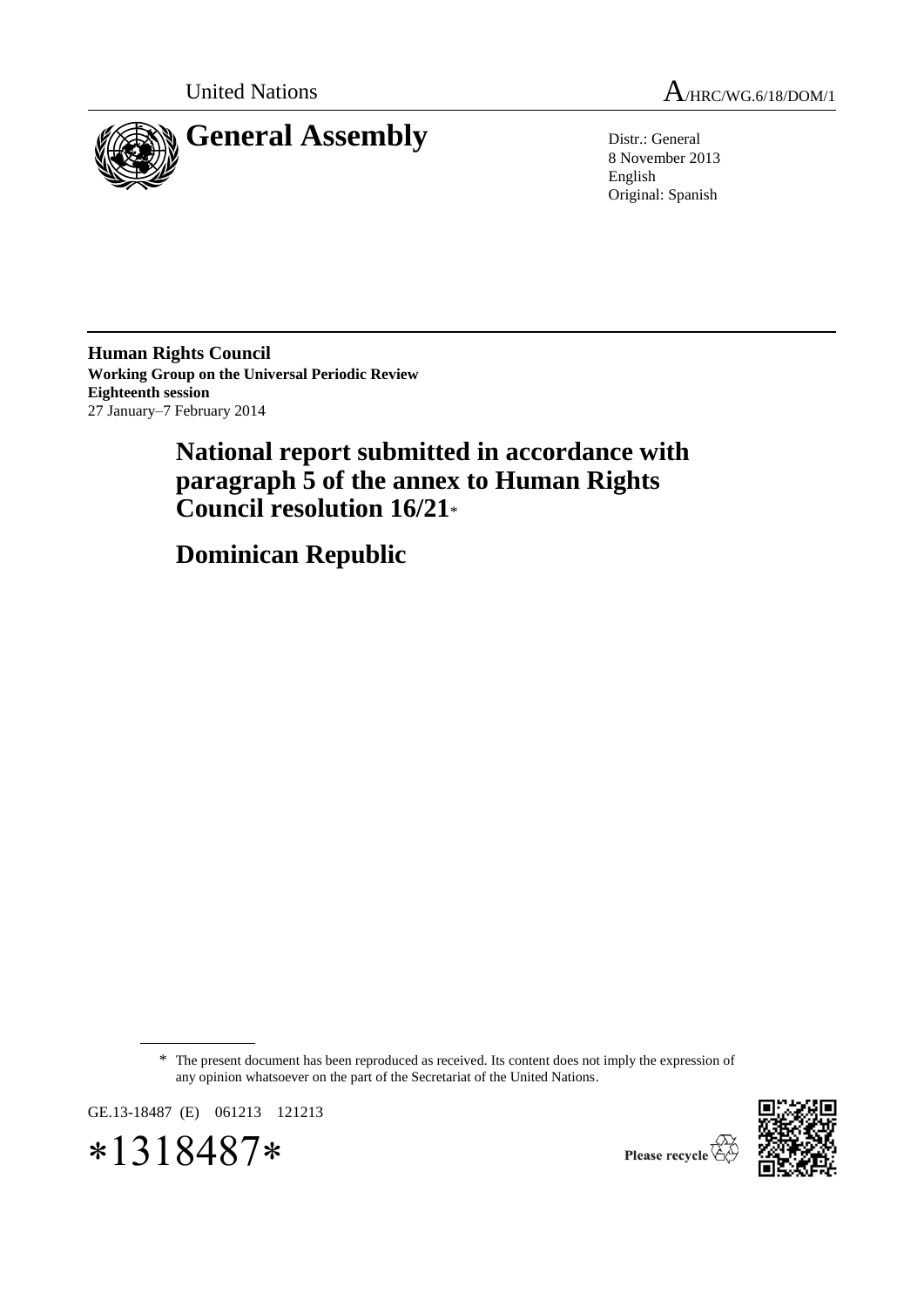United Nations A/HRC/WG.6/18/DOM/1

# General Assembly

Distr.: General
8 November 2013
English
Original: Spanish

**Human Rights Council**
**Working Group on the Universal Periodic Review**
**Eighteenth session**
27 January–7 February 2014

## National report submitted in accordance with paragraph 5 of the annex to Human Rights Council resolution 16/21*

## Dominican Republic

\* The present document has been reproduced as received. Its content does not imply the expression of any opinion whatsoever on the part of the Secretariat of the United Nations.

GE.13-18487 (E) 061213 121213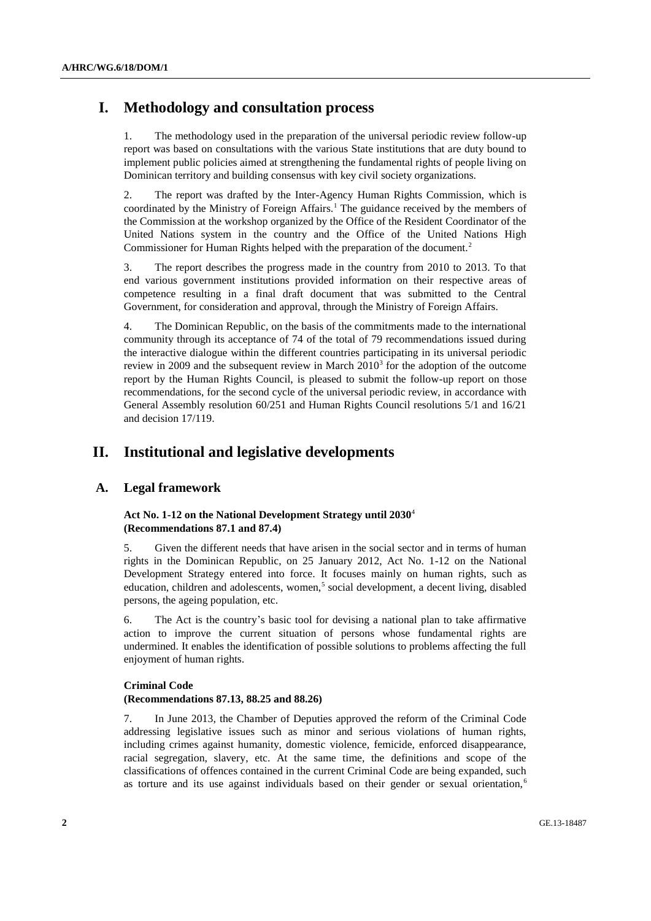# I. Methodology and consultation process

1. The methodology used in the preparation of the universal periodic review follow-up report was based on consultations with the various State institutions that are duty bound to implement public policies aimed at strengthening the fundamental rights of people living on Dominican territory and building consensus with key civil society organizations.

2. The report was drafted by the Inter-Agency Human Rights Commission, which is coordinated by the Ministry of Foreign Affairs.[1] The guidance received by the members of the Commission at the workshop organized by the Office of the Resident Coordinator of the United Nations system in the country and the Office of the United Nations High Commissioner for Human Rights helped with the preparation of the document.[2]

3. The report describes the progress made in the country from 2010 to 2013. To that end various government institutions provided information on their respective areas of competence resulting in a final draft document that was submitted to the Central Government, for consideration and approval, through the Ministry of Foreign Affairs.

4. The Dominican Republic, on the basis of the commitments made to the international community through its acceptance of 74 of the total of 79 recommendations issued during the interactive dialogue within the different countries participating in its universal periodic review in 2009 and the subsequent review in March 2010[3] for the adoption of the outcome report by the Human Rights Council, is pleased to submit the follow-up report on those recommendations, for the second cycle of the universal periodic review, in accordance with General Assembly resolution 60/251 and Human Rights Council resolutions 5/1 and 16/21 and decision 17/119.

# II. Institutional and legislative developments

## A. Legal framework

### Act No. 1-12 on the National Development Strategy until 2030[4] (Recommendations 87.1 and 87.4)

5. Given the different needs that have arisen in the social sector and in terms of human rights in the Dominican Republic, on 25 January 2012, Act No. 1-12 on the National Development Strategy entered into force. It focuses mainly on human rights, such as education, children and adolescents, women,[5] social development, a decent living, disabled persons, the ageing population, etc.

6. The Act is the country's basic tool for devising a national plan to take affirmative action to improve the current situation of persons whose fundamental rights are undermined. It enables the identification of possible solutions to problems affecting the full enjoyment of human rights.

### Criminal Code (Recommendations 87.13, 88.25 and 88.26)

7. In June 2013, the Chamber of Deputies approved the reform of the Criminal Code addressing legislative issues such as minor and serious violations of human rights, including crimes against humanity, domestic violence, femicide, enforced disappearance, racial segregation, slavery, etc. At the same time, the definitions and scope of the classifications of offences contained in the current Criminal Code are being expanded, such as torture and its use against individuals based on their gender or sexual orientation,[6]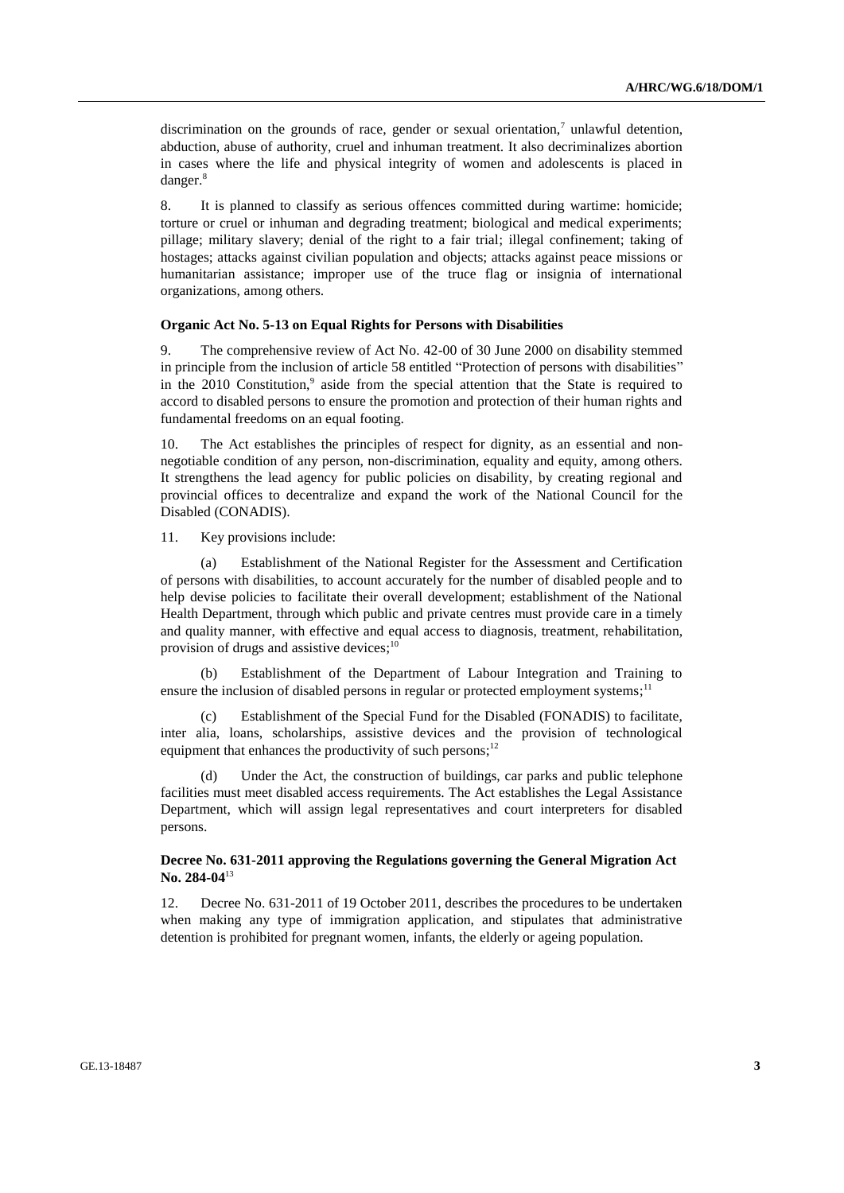discrimination on the grounds of race, gender or sexual orientation,[7] unlawful detention, abduction, abuse of authority, cruel and inhuman treatment. It also decriminalizes abortion in cases where the life and physical integrity of women and adolescents is placed in danger.[8]

8. It is planned to classify as serious offences committed during wartime: homicide; torture or cruel or inhuman and degrading treatment; biological and medical experiments; pillage; military slavery; denial of the right to a fair trial; illegal confinement; taking of hostages; attacks against civilian population and objects; attacks against peace missions or humanitarian assistance; improper use of the truce flag or insignia of international organizations, among others.

### Organic Act No. 5-13 on Equal Rights for Persons with Disabilities

9. The comprehensive review of Act No. 42-00 of 30 June 2000 on disability stemmed in principle from the inclusion of article 58 entitled "Protection of persons with disabilities" in the 2010 Constitution,[9] aside from the special attention that the State is required to accord to disabled persons to ensure the promotion and protection of their human rights and fundamental freedoms on an equal footing.

10. The Act establishes the principles of respect for dignity, as an essential and non-negotiable condition of any person, non-discrimination, equality and equity, among others. It strengthens the lead agency for public policies on disability, by creating regional and provincial offices to decentralize and expand the work of the National Council for the Disabled (CONADIS).

11. Key provisions include:

(a) Establishment of the National Register for the Assessment and Certification of persons with disabilities, to account accurately for the number of disabled people and to help devise policies to facilitate their overall development; establishment of the National Health Department, through which public and private centres must provide care in a timely and quality manner, with effective and equal access to diagnosis, treatment, rehabilitation, provision of drugs and assistive devices;[10]

(b) Establishment of the Department of Labour Integration and Training to ensure the inclusion of disabled persons in regular or protected employment systems;[11]

(c) Establishment of the Special Fund for the Disabled (FONADIS) to facilitate, inter alia, loans, scholarships, assistive devices and the provision of technological equipment that enhances the productivity of such persons;[12]

(d) Under the Act, the construction of buildings, car parks and public telephone facilities must meet disabled access requirements. The Act establishes the Legal Assistance Department, which will assign legal representatives and court interpreters for disabled persons.

### Decree No. 631-2011 approving the Regulations governing the General Migration Act No. 284-04[13]

12. Decree No. 631-2011 of 19 October 2011, describes the procedures to be undertaken when making any type of immigration application, and stipulates that administrative detention is prohibited for pregnant women, infants, the elderly or ageing population.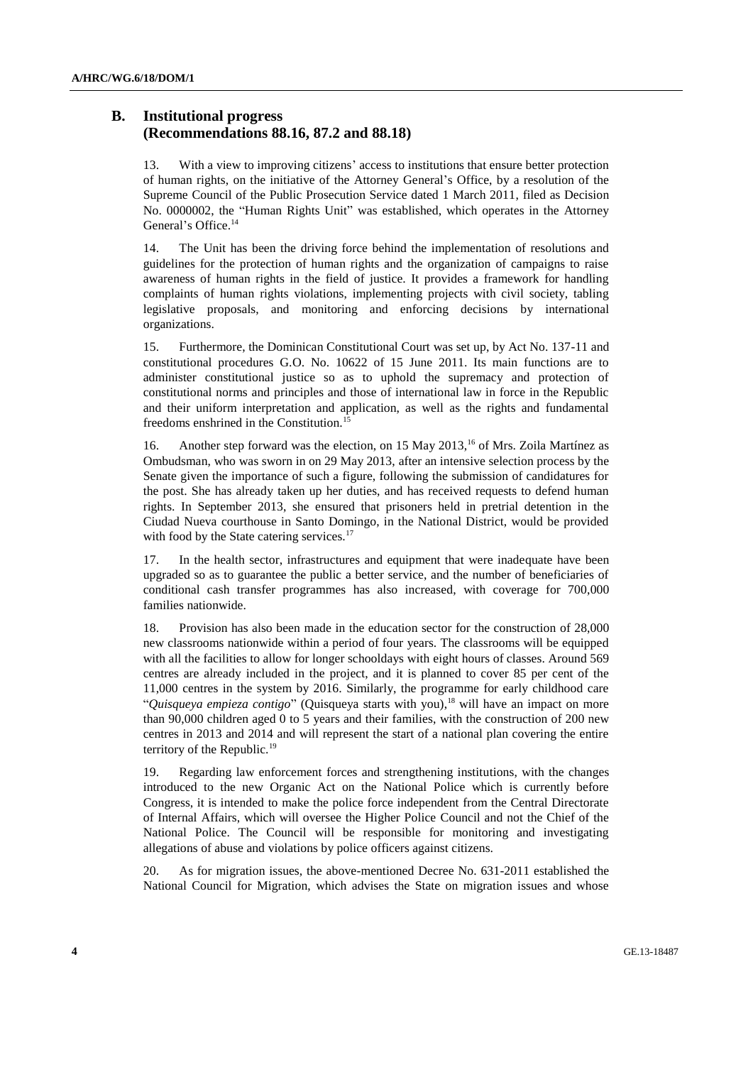## B. Institutional progress (Recommendations 88.16, 87.2 and 88.18)

13. With a view to improving citizens' access to institutions that ensure better protection of human rights, on the initiative of the Attorney General's Office, by a resolution of the Supreme Council of the Public Prosecution Service dated 1 March 2011, filed as Decision No. 0000002, the "Human Rights Unit" was established, which operates in the Attorney General's Office.[14]

14. The Unit has been the driving force behind the implementation of resolutions and guidelines for the protection of human rights and the organization of campaigns to raise awareness of human rights in the field of justice. It provides a framework for handling complaints of human rights violations, implementing projects with civil society, tabling legislative proposals, and monitoring and enforcing decisions by international organizations.

15. Furthermore, the Dominican Constitutional Court was set up, by Act No. 137-11 and constitutional procedures G.O. No. 10622 of 15 June 2011. Its main functions are to administer constitutional justice so as to uphold the supremacy and protection of constitutional norms and principles and those of international law in force in the Republic and their uniform interpretation and application, as well as the rights and fundamental freedoms enshrined in the Constitution.[15]

16. Another step forward was the election, on 15 May 2013,[16] of Mrs. Zoila Martínez as Ombudsman, who was sworn in on 29 May 2013, after an intensive selection process by the Senate given the importance of such a figure, following the submission of candidatures for the post. She has already taken up her duties, and has received requests to defend human rights. In September 2013, she ensured that prisoners held in pretrial detention in the Ciudad Nueva courthouse in Santo Domingo, in the National District, would be provided with food by the State catering services.[17]

17. In the health sector, infrastructures and equipment that were inadequate have been upgraded so as to guarantee the public a better service, and the number of beneficiaries of conditional cash transfer programmes has also increased, with coverage for 700,000 families nationwide.

18. Provision has also been made in the education sector for the construction of 28,000 new classrooms nationwide within a period of four years. The classrooms will be equipped with all the facilities to allow for longer schooldays with eight hours of classes. Around 569 centres are already included in the project, and it is planned to cover 85 per cent of the 11,000 centres in the system by 2016. Similarly, the programme for early childhood care "*Quisqueya empieza contigo*" (Quisqueya starts with you),[18] will have an impact on more than 90,000 children aged 0 to 5 years and their families, with the construction of 200 new centres in 2013 and 2014 and will represent the start of a national plan covering the entire territory of the Republic.[19]

19. Regarding law enforcement forces and strengthening institutions, with the changes introduced to the new Organic Act on the National Police which is currently before Congress, it is intended to make the police force independent from the Central Directorate of Internal Affairs, which will oversee the Higher Police Council and not the Chief of the National Police. The Council will be responsible for monitoring and investigating allegations of abuse and violations by police officers against citizens.

20. As for migration issues, the above-mentioned Decree No. 631-2011 established the National Council for Migration, which advises the State on migration issues and whose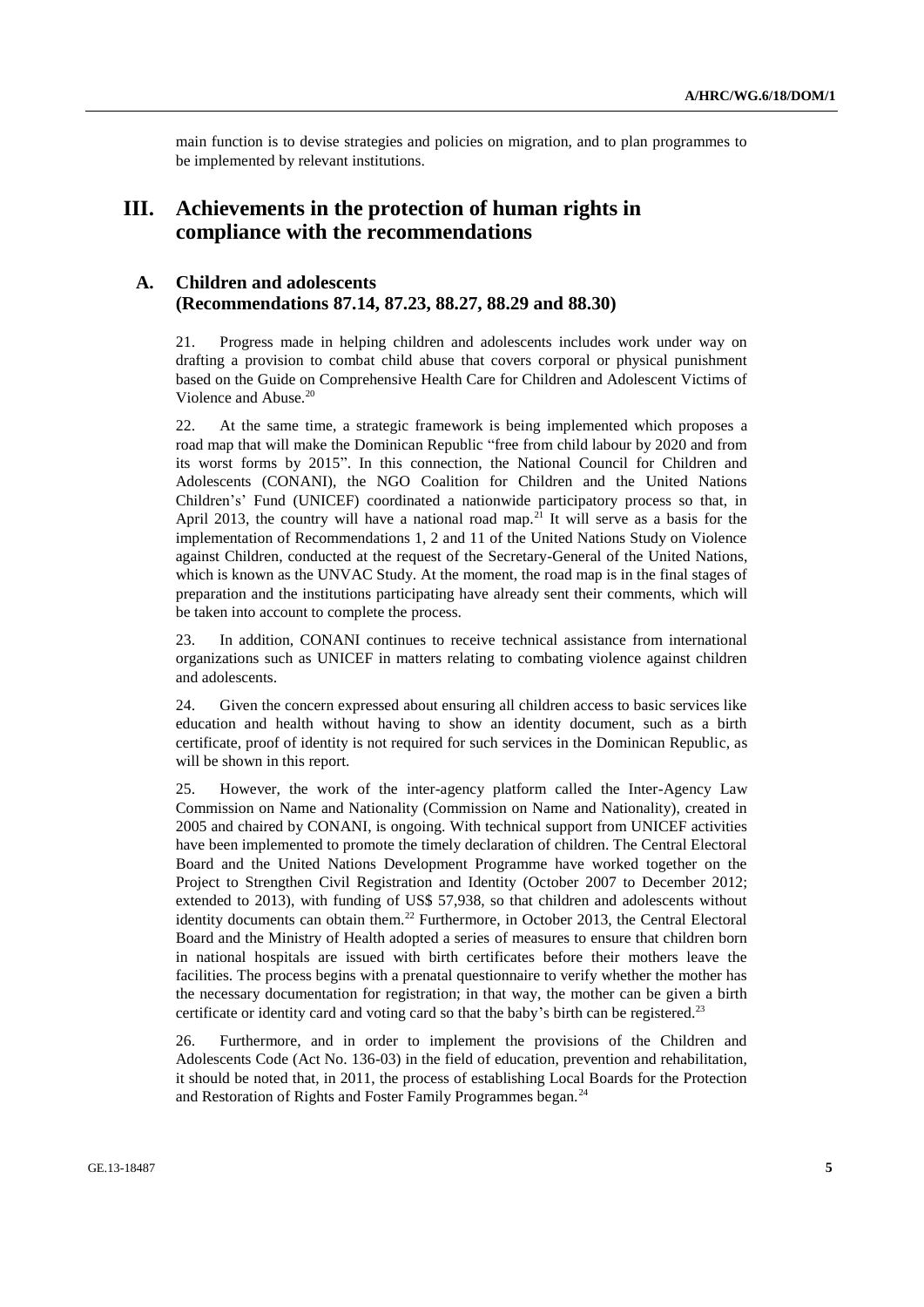main function is to devise strategies and policies on migration, and to plan programmes to be implemented by relevant institutions.

# III. Achievements in the protection of human rights in compliance with the recommendations

## A. Children and adolescents (Recommendations 87.14, 87.23, 88.27, 88.29 and 88.30)

21. Progress made in helping children and adolescents includes work under way on drafting a provision to combat child abuse that covers corporal or physical punishment based on the Guide on Comprehensive Health Care for Children and Adolescent Victims of Violence and Abuse.[20]

22. At the same time, a strategic framework is being implemented which proposes a road map that will make the Dominican Republic "free from child labour by 2020 and from its worst forms by 2015". In this connection, the National Council for Children and Adolescents (CONANI), the NGO Coalition for Children and the United Nations Children's' Fund (UNICEF) coordinated a nationwide participatory process so that, in April 2013, the country will have a national road map.[21] It will serve as a basis for the implementation of Recommendations 1, 2 and 11 of the United Nations Study on Violence against Children, conducted at the request of the Secretary-General of the United Nations, which is known as the UNVAC Study. At the moment, the road map is in the final stages of preparation and the institutions participating have already sent their comments, which will be taken into account to complete the process.

23. In addition, CONANI continues to receive technical assistance from international organizations such as UNICEF in matters relating to combating violence against children and adolescents.

24. Given the concern expressed about ensuring all children access to basic services like education and health without having to show an identity document, such as a birth certificate, proof of identity is not required for such services in the Dominican Republic, as will be shown in this report.

25. However, the work of the inter-agency platform called the Inter-Agency Law Commission on Name and Nationality (Commission on Name and Nationality), created in 2005 and chaired by CONANI, is ongoing. With technical support from UNICEF activities have been implemented to promote the timely declaration of children. The Central Electoral Board and the United Nations Development Programme have worked together on the Project to Strengthen Civil Registration and Identity (October 2007 to December 2012; extended to 2013), with funding of US$ 57,938, so that children and adolescents without identity documents can obtain them.[22] Furthermore, in October 2013, the Central Electoral Board and the Ministry of Health adopted a series of measures to ensure that children born in national hospitals are issued with birth certificates before their mothers leave the facilities. The process begins with a prenatal questionnaire to verify whether the mother has the necessary documentation for registration; in that way, the mother can be given a birth certificate or identity card and voting card so that the baby's birth can be registered.[23]

26. Furthermore, and in order to implement the provisions of the Children and Adolescents Code (Act No. 136-03) in the field of education, prevention and rehabilitation, it should be noted that, in 2011, the process of establishing Local Boards for the Protection and Restoration of Rights and Foster Family Programmes began.[24]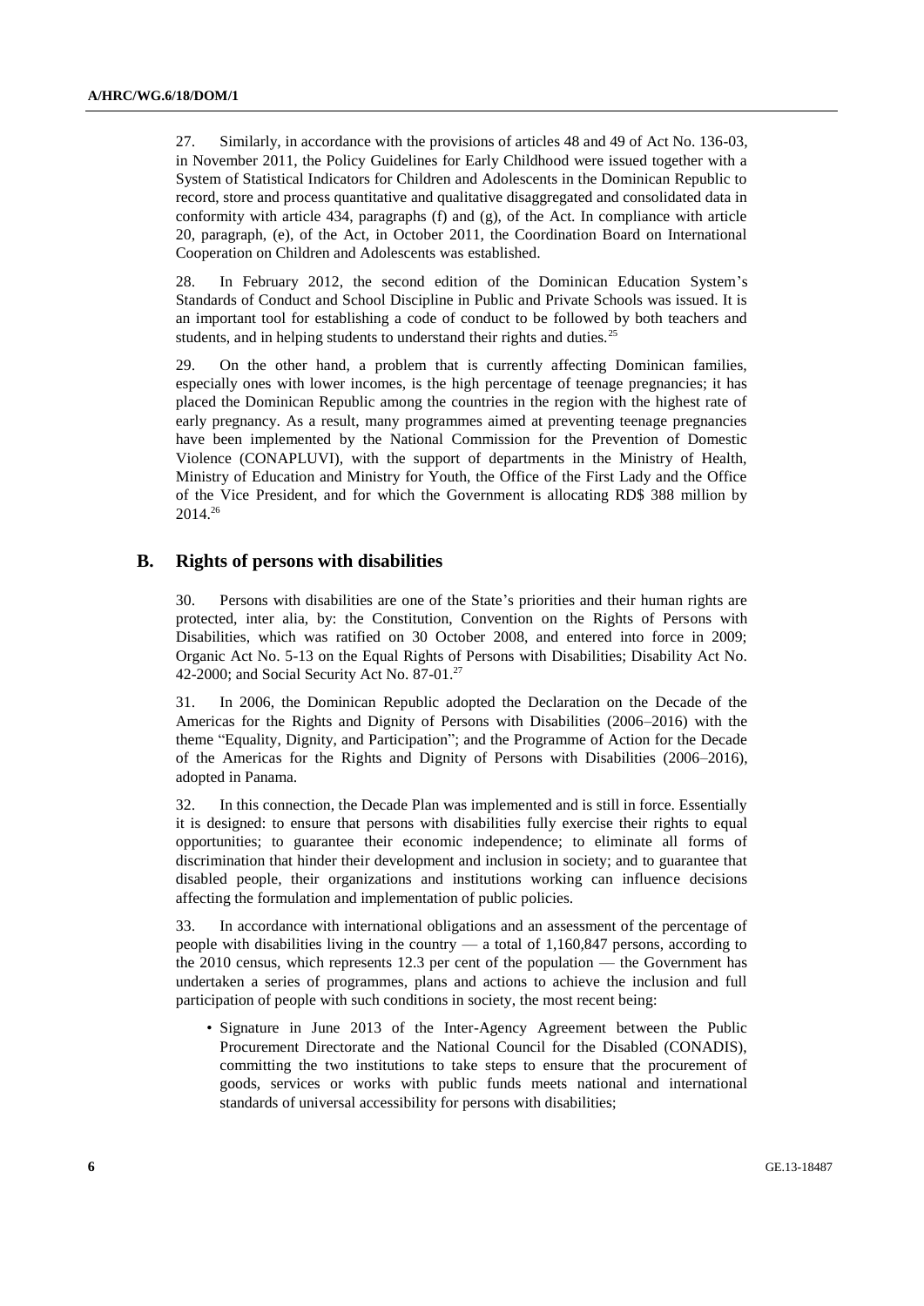27. Similarly, in accordance with the provisions of articles 48 and 49 of Act No. 136-03, in November 2011, the Policy Guidelines for Early Childhood were issued together with a System of Statistical Indicators for Children and Adolescents in the Dominican Republic to record, store and process quantitative and qualitative disaggregated and consolidated data in conformity with article 434, paragraphs (f) and (g), of the Act. In compliance with article 20, paragraph, (e), of the Act, in October 2011, the Coordination Board on International Cooperation on Children and Adolescents was established.

28. In February 2012, the second edition of the Dominican Education System's Standards of Conduct and School Discipline in Public and Private Schools was issued. It is an important tool for establishing a code of conduct to be followed by both teachers and students, and in helping students to understand their rights and duties.[25]

29. On the other hand, a problem that is currently affecting Dominican families, especially ones with lower incomes, is the high percentage of teenage pregnancies; it has placed the Dominican Republic among the countries in the region with the highest rate of early pregnancy. As a result, many programmes aimed at preventing teenage pregnancies have been implemented by the National Commission for the Prevention of Domestic Violence (CONAPLUVI), with the support of departments in the Ministry of Health, Ministry of Education and Ministry for Youth, the Office of the First Lady and the Office of the Vice President, and for which the Government is allocating RD$ 388 million by 2014.[26]

## B. Rights of persons with disabilities

30. Persons with disabilities are one of the State's priorities and their human rights are protected, inter alia, by: the Constitution, Convention on the Rights of Persons with Disabilities, which was ratified on 30 October 2008, and entered into force in 2009; Organic Act No. 5-13 on the Equal Rights of Persons with Disabilities; Disability Act No. 42-2000; and Social Security Act No. 87-01.[27]

31. In 2006, the Dominican Republic adopted the Declaration on the Decade of the Americas for the Rights and Dignity of Persons with Disabilities (2006–2016) with the theme "Equality, Dignity, and Participation"; and the Programme of Action for the Decade of the Americas for the Rights and Dignity of Persons with Disabilities (2006–2016), adopted in Panama.

32. In this connection, the Decade Plan was implemented and is still in force. Essentially it is designed: to ensure that persons with disabilities fully exercise their rights to equal opportunities; to guarantee their economic independence; to eliminate all forms of discrimination that hinder their development and inclusion in society; and to guarantee that disabled people, their organizations and institutions working can influence decisions affecting the formulation and implementation of public policies.

33. In accordance with international obligations and an assessment of the percentage of people with disabilities living in the country — a total of 1,160,847 persons, according to the 2010 census, which represents 12.3 per cent of the population — the Government has undertaken a series of programmes, plans and actions to achieve the inclusion and full participation of people with such conditions in society, the most recent being:

- Signature in June 2013 of the Inter-Agency Agreement between the Public Procurement Directorate and the National Council for the Disabled (CONADIS), committing the two institutions to take steps to ensure that the procurement of goods, services or works with public funds meets national and international standards of universal accessibility for persons with disabilities;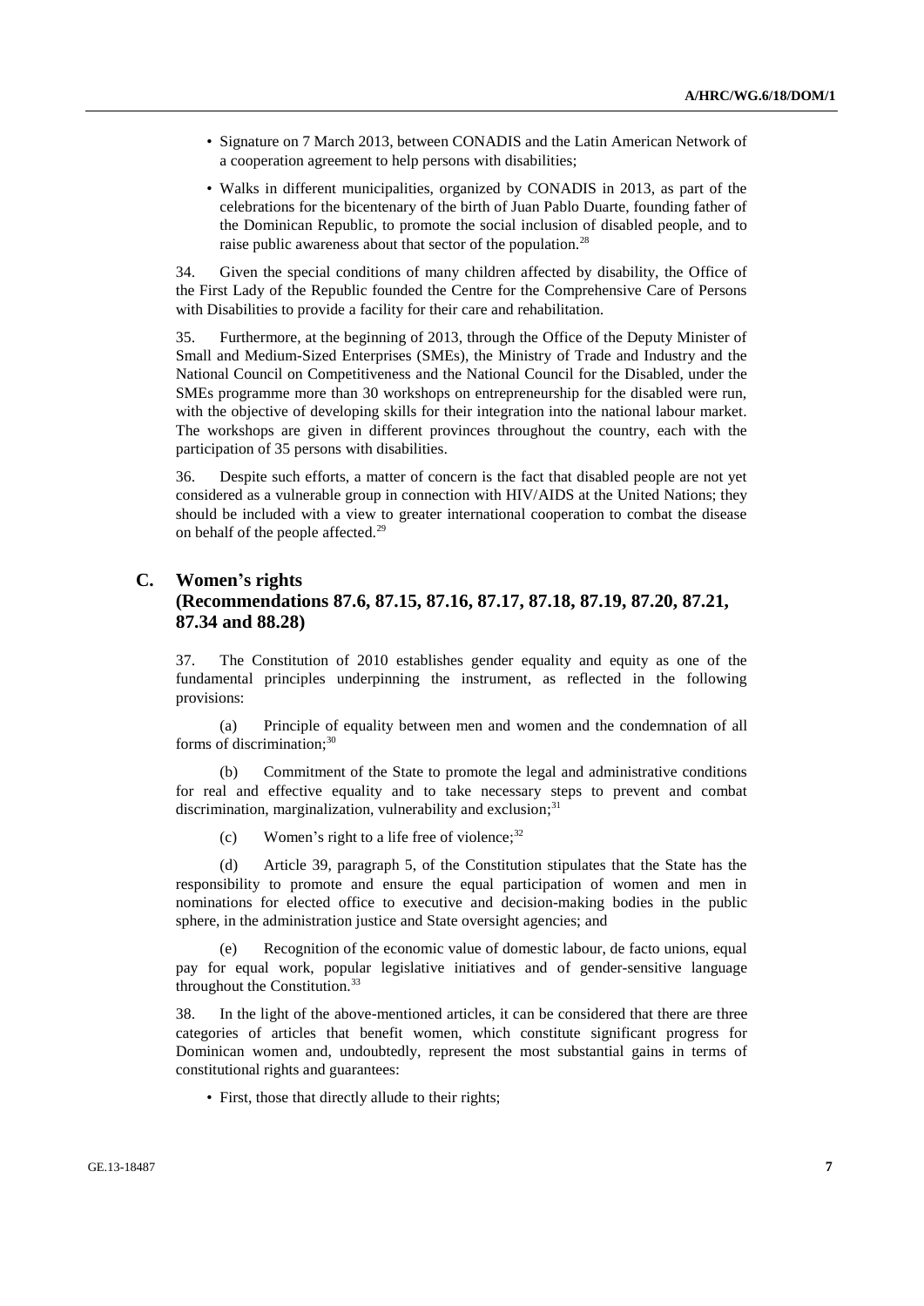- Signature on 7 March 2013, between CONADIS and the Latin American Network of a cooperation agreement to help persons with disabilities;
- Walks in different municipalities, organized by CONADIS in 2013, as part of the celebrations for the bicentenary of the birth of Juan Pablo Duarte, founding father of the Dominican Republic, to promote the social inclusion of disabled people, and to raise public awareness about that sector of the population.[28]

34. Given the special conditions of many children affected by disability, the Office of the First Lady of the Republic founded the Centre for the Comprehensive Care of Persons with Disabilities to provide a facility for their care and rehabilitation.

35. Furthermore, at the beginning of 2013, through the Office of the Deputy Minister of Small and Medium-Sized Enterprises (SMEs), the Ministry of Trade and Industry and the National Council on Competitiveness and the National Council for the Disabled, under the SMEs programme more than 30 workshops on entrepreneurship for the disabled were run, with the objective of developing skills for their integration into the national labour market. The workshops are given in different provinces throughout the country, each with the participation of 35 persons with disabilities.

36. Despite such efforts, a matter of concern is the fact that disabled people are not yet considered as a vulnerable group in connection with HIV/AIDS at the United Nations; they should be included with a view to greater international cooperation to combat the disease on behalf of the people affected.[29]

## C. Women's rights (Recommendations 87.6, 87.15, 87.16, 87.17, 87.18, 87.19, 87.20, 87.21, 87.34 and 88.28)

37. The Constitution of 2010 establishes gender equality and equity as one of the fundamental principles underpinning the instrument, as reflected in the following provisions:

(a) Principle of equality between men and women and the condemnation of all forms of discrimination;[30]

(b) Commitment of the State to promote the legal and administrative conditions for real and effective equality and to take necessary steps to prevent and combat discrimination, marginalization, vulnerability and exclusion;[31]

(c) Women's right to a life free of violence;[32]

(d) Article 39, paragraph 5, of the Constitution stipulates that the State has the responsibility to promote and ensure the equal participation of women and men in nominations for elected office to executive and decision-making bodies in the public sphere, in the administration justice and State oversight agencies; and

(e) Recognition of the economic value of domestic labour, de facto unions, equal pay for equal work, popular legislative initiatives and of gender-sensitive language throughout the Constitution.[33]

38. In the light of the above-mentioned articles, it can be considered that there are three categories of articles that benefit women, which constitute significant progress for Dominican women and, undoubtedly, represent the most substantial gains in terms of constitutional rights and guarantees:

- First, those that directly allude to their rights;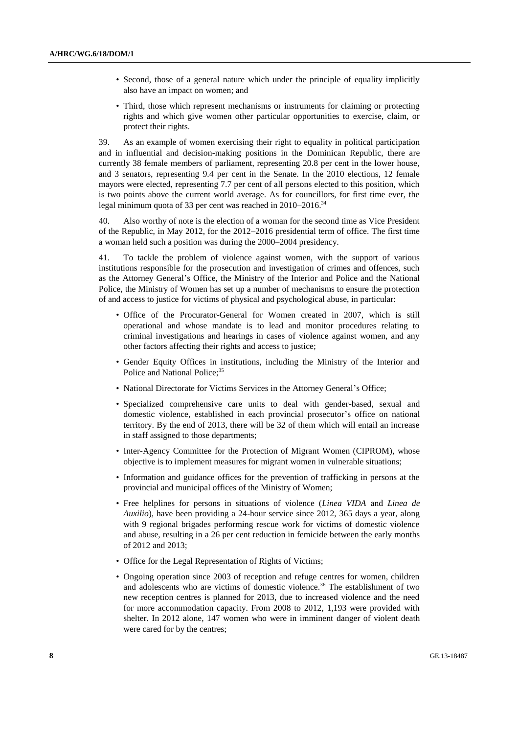- Second, those of a general nature which under the principle of equality implicitly also have an impact on women; and
- Third, those which represent mechanisms or instruments for claiming or protecting rights and which give women other particular opportunities to exercise, claim, or protect their rights.

39. As an example of women exercising their right to equality in political participation and in influential and decision-making positions in the Dominican Republic, there are currently 38 female members of parliament, representing 20.8 per cent in the lower house, and 3 senators, representing 9.4 per cent in the Senate. In the 2010 elections, 12 female mayors were elected, representing 7.7 per cent of all persons elected to this position, which is two points above the current world average. As for councillors, for first time ever, the legal minimum quota of 33 per cent was reached in 2010–2016.[34]

40. Also worthy of note is the election of a woman for the second time as Vice President of the Republic, in May 2012, for the 2012–2016 presidential term of office. The first time a woman held such a position was during the 2000–2004 presidency.

41. To tackle the problem of violence against women, with the support of various institutions responsible for the prosecution and investigation of crimes and offences, such as the Attorney General's Office, the Ministry of the Interior and Police and the National Police, the Ministry of Women has set up a number of mechanisms to ensure the protection of and access to justice for victims of physical and psychological abuse, in particular:

- Office of the Procurator-General for Women created in 2007, which is still operational and whose mandate is to lead and monitor procedures relating to criminal investigations and hearings in cases of violence against women, and any other factors affecting their rights and access to justice;
- Gender Equity Offices in institutions, including the Ministry of the Interior and Police and National Police;[35]
- National Directorate for Victims Services in the Attorney General's Office;
- Specialized comprehensive care units to deal with gender-based, sexual and domestic violence, established in each provincial prosecutor's office on national territory. By the end of 2013, there will be 32 of them which will entail an increase in staff assigned to those departments;
- Inter-Agency Committee for the Protection of Migrant Women (CIPROM), whose objective is to implement measures for migrant women in vulnerable situations;
- Information and guidance offices for the prevention of trafficking in persons at the provincial and municipal offices of the Ministry of Women;
- Free helplines for persons in situations of violence (*Linea VIDA* and *Linea de Auxilio*), have been providing a 24-hour service since 2012, 365 days a year, along with 9 regional brigades performing rescue work for victims of domestic violence and abuse, resulting in a 26 per cent reduction in femicide between the early months of 2012 and 2013;
- Office for the Legal Representation of Rights of Victims;
- Ongoing operation since 2003 of reception and refuge centres for women, children and adolescents who are victims of domestic violence.[36] The establishment of two new reception centres is planned for 2013, due to increased violence and the need for more accommodation capacity. From 2008 to 2012, 1,193 were provided with shelter. In 2012 alone, 147 women who were in imminent danger of violent death were cared for by the centres;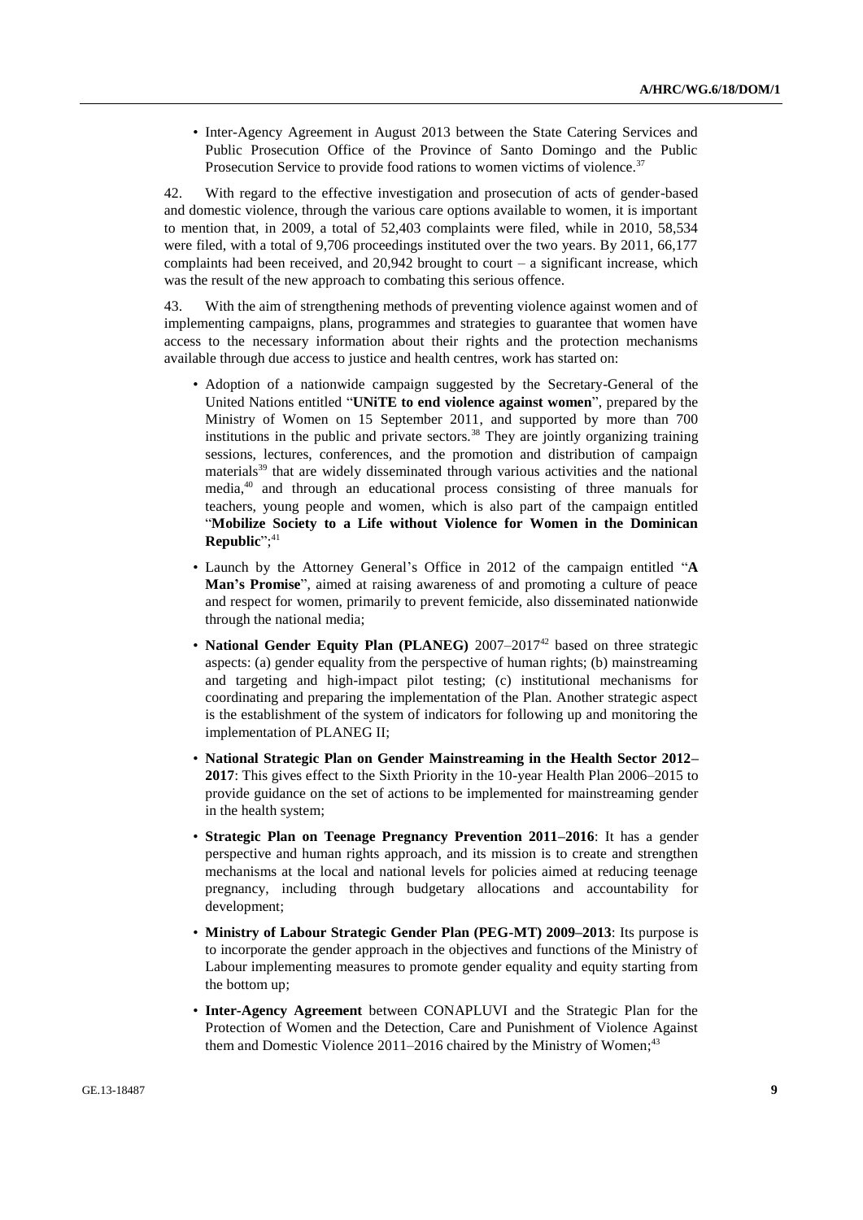- Inter-Agency Agreement in August 2013 between the State Catering Services and Public Prosecution Office of the Province of Santo Domingo and the Public Prosecution Service to provide food rations to women victims of violence.[37]

42. With regard to the effective investigation and prosecution of acts of gender-based and domestic violence, through the various care options available to women, it is important to mention that, in 2009, a total of 52,403 complaints were filed, while in 2010, 58,534 were filed, with a total of 9,706 proceedings instituted over the two years. By 2011, 66,177 complaints had been received, and 20,942 brought to court – a significant increase, which was the result of the new approach to combating this serious offence.

43. With the aim of strengthening methods of preventing violence against women and of implementing campaigns, plans, programmes and strategies to guarantee that women have access to the necessary information about their rights and the protection mechanisms available through due access to justice and health centres, work has started on:

- Adoption of a nationwide campaign suggested by the Secretary-General of the United Nations entitled "**UNiTE to end violence against women**", prepared by the Ministry of Women on 15 September 2011, and supported by more than 700 institutions in the public and private sectors.[38] They are jointly organizing training sessions, lectures, conferences, and the promotion and distribution of campaign materials[39] that are widely disseminated through various activities and the national media,[40] and through an educational process consisting of three manuals for teachers, young people and women, which is also part of the campaign entitled "**Mobilize Society to a Life without Violence for Women in the Dominican Republic**";[41]
- Launch by the Attorney General's Office in 2012 of the campaign entitled "**A Man's Promise**", aimed at raising awareness of and promoting a culture of peace and respect for women, primarily to prevent femicide, also disseminated nationwide through the national media;
- **National Gender Equity Plan (PLANEG)** 2007–2017[42] based on three strategic aspects: (a) gender equality from the perspective of human rights; (b) mainstreaming and targeting and high-impact pilot testing; (c) institutional mechanisms for coordinating and preparing the implementation of the Plan. Another strategic aspect is the establishment of the system of indicators for following up and monitoring the implementation of PLANEG II;
- **National Strategic Plan on Gender Mainstreaming in the Health Sector 2012–2017**: This gives effect to the Sixth Priority in the 10-year Health Plan 2006–2015 to provide guidance on the set of actions to be implemented for mainstreaming gender in the health system;
- **Strategic Plan on Teenage Pregnancy Prevention 2011–2016**: It has a gender perspective and human rights approach, and its mission is to create and strengthen mechanisms at the local and national levels for policies aimed at reducing teenage pregnancy, including through budgetary allocations and accountability for development;
- **Ministry of Labour Strategic Gender Plan (PEG-MT) 2009–2013**: Its purpose is to incorporate the gender approach in the objectives and functions of the Ministry of Labour implementing measures to promote gender equality and equity starting from the bottom up;
- **Inter-Agency Agreement** between CONAPLUVI and the Strategic Plan for the Protection of Women and the Detection, Care and Punishment of Violence Against them and Domestic Violence 2011–2016 chaired by the Ministry of Women;[43]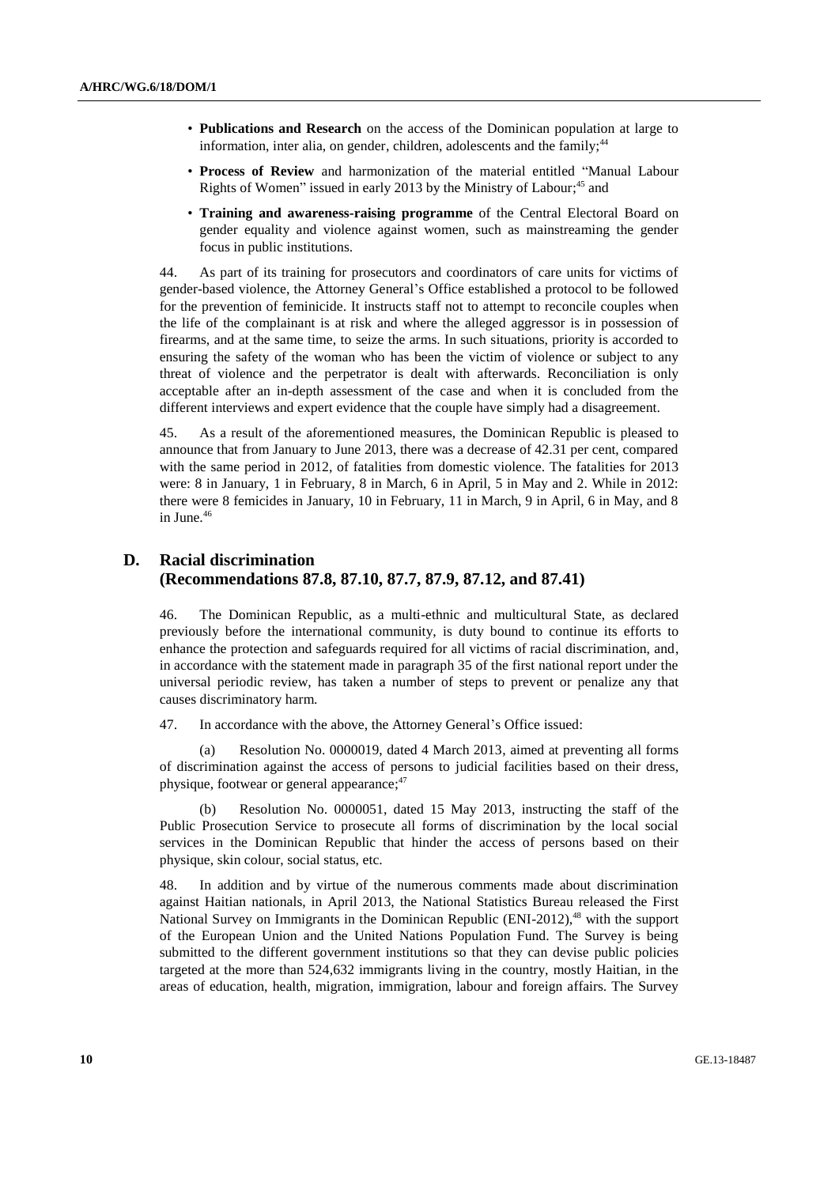- **Publications and Research** on the access of the Dominican population at large to information, inter alia, on gender, children, adolescents and the family;[44]
- **Process of Review** and harmonization of the material entitled "Manual Labour Rights of Women" issued in early 2013 by the Ministry of Labour;[45] and
- **Training and awareness-raising programme** of the Central Electoral Board on gender equality and violence against women, such as mainstreaming the gender focus in public institutions.

44. As part of its training for prosecutors and coordinators of care units for victims of gender-based violence, the Attorney General's Office established a protocol to be followed for the prevention of feminicide. It instructs staff not to attempt to reconcile couples when the life of the complainant is at risk and where the alleged aggressor is in possession of firearms, and at the same time, to seize the arms. In such situations, priority is accorded to ensuring the safety of the woman who has been the victim of violence or subject to any threat of violence and the perpetrator is dealt with afterwards. Reconciliation is only acceptable after an in-depth assessment of the case and when it is concluded from the different interviews and expert evidence that the couple have simply had a disagreement.

45. As a result of the aforementioned measures, the Dominican Republic is pleased to announce that from January to June 2013, there was a decrease of 42.31 per cent, compared with the same period in 2012, of fatalities from domestic violence. The fatalities for 2013 were: 8 in January, 1 in February, 8 in March, 6 in April, 5 in May and 2. While in 2012: there were 8 femicides in January, 10 in February, 11 in March, 9 in April, 6 in May, and 8 in June.[46]

## D. Racial discrimination (Recommendations 87.8, 87.10, 87.7, 87.9, 87.12, and 87.41)

46. The Dominican Republic, as a multi-ethnic and multicultural State, as declared previously before the international community, is duty bound to continue its efforts to enhance the protection and safeguards required for all victims of racial discrimination, and, in accordance with the statement made in paragraph 35 of the first national report under the universal periodic review, has taken a number of steps to prevent or penalize any that causes discriminatory harm.

47. In accordance with the above, the Attorney General's Office issued:

(a) Resolution No. 0000019, dated 4 March 2013, aimed at preventing all forms of discrimination against the access of persons to judicial facilities based on their dress, physique, footwear or general appearance;[47]

(b) Resolution No. 0000051, dated 15 May 2013, instructing the staff of the Public Prosecution Service to prosecute all forms of discrimination by the local social services in the Dominican Republic that hinder the access of persons based on their physique, skin colour, social status, etc.

48. In addition and by virtue of the numerous comments made about discrimination against Haitian nationals, in April 2013, the National Statistics Bureau released the First National Survey on Immigrants in the Dominican Republic (ENI-2012),[48] with the support of the European Union and the United Nations Population Fund. The Survey is being submitted to the different government institutions so that they can devise public policies targeted at the more than 524,632 immigrants living in the country, mostly Haitian, in the areas of education, health, migration, immigration, labour and foreign affairs. The Survey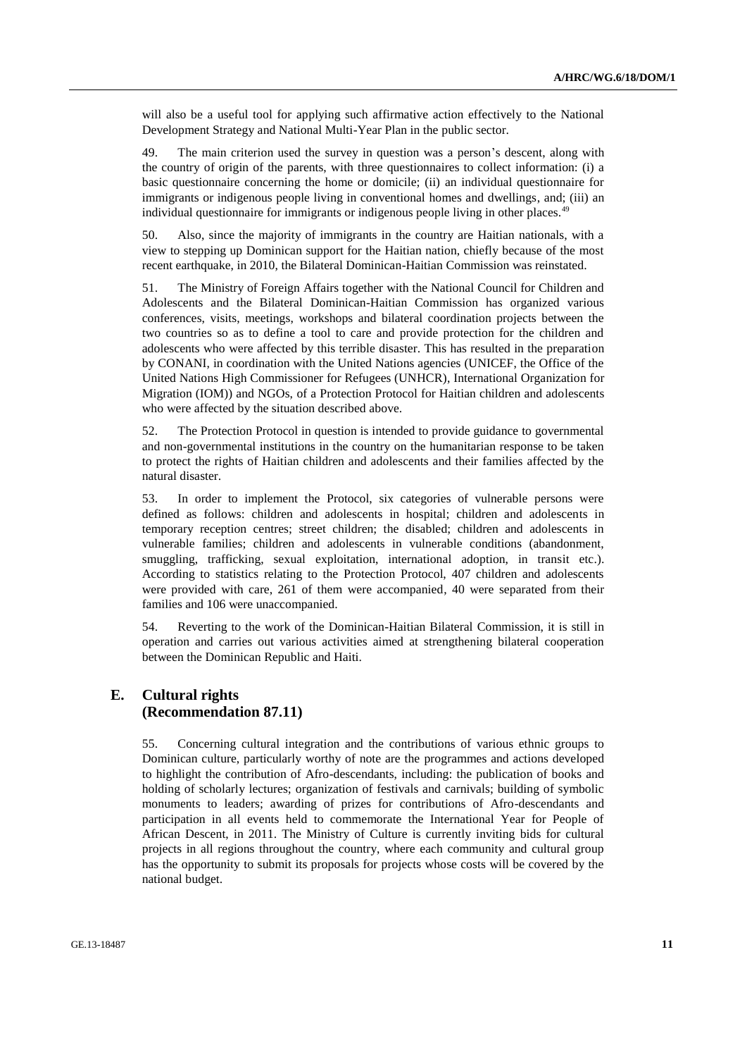will also be a useful tool for applying such affirmative action effectively to the National Development Strategy and National Multi-Year Plan in the public sector.

49. The main criterion used the survey in question was a person's descent, along with the country of origin of the parents, with three questionnaires to collect information: (i) a basic questionnaire concerning the home or domicile; (ii) an individual questionnaire for immigrants or indigenous people living in conventional homes and dwellings, and; (iii) an individual questionnaire for immigrants or indigenous people living in other places.[49]

50. Also, since the majority of immigrants in the country are Haitian nationals, with a view to stepping up Dominican support for the Haitian nation, chiefly because of the most recent earthquake, in 2010, the Bilateral Dominican-Haitian Commission was reinstated.

51. The Ministry of Foreign Affairs together with the National Council for Children and Adolescents and the Bilateral Dominican-Haitian Commission has organized various conferences, visits, meetings, workshops and bilateral coordination projects between the two countries so as to define a tool to care and provide protection for the children and adolescents who were affected by this terrible disaster. This has resulted in the preparation by CONANI, in coordination with the United Nations agencies (UNICEF, the Office of the United Nations High Commissioner for Refugees (UNHCR), International Organization for Migration (IOM)) and NGOs, of a Protection Protocol for Haitian children and adolescents who were affected by the situation described above.

52. The Protection Protocol in question is intended to provide guidance to governmental and non-governmental institutions in the country on the humanitarian response to be taken to protect the rights of Haitian children and adolescents and their families affected by the natural disaster.

53. In order to implement the Protocol, six categories of vulnerable persons were defined as follows: children and adolescents in hospital; children and adolescents in temporary reception centres; street children; the disabled; children and adolescents in vulnerable families; children and adolescents in vulnerable conditions (abandonment, smuggling, trafficking, sexual exploitation, international adoption, in transit etc.). According to statistics relating to the Protection Protocol, 407 children and adolescents were provided with care, 261 of them were accompanied, 40 were separated from their families and 106 were unaccompanied.

54. Reverting to the work of the Dominican-Haitian Bilateral Commission, it is still in operation and carries out various activities aimed at strengthening bilateral cooperation between the Dominican Republic and Haiti.

## E. Cultural rights (Recommendation 87.11)

55. Concerning cultural integration and the contributions of various ethnic groups to Dominican culture, particularly worthy of note are the programmes and actions developed to highlight the contribution of Afro-descendants, including: the publication of books and holding of scholarly lectures; organization of festivals and carnivals; building of symbolic monuments to leaders; awarding of prizes for contributions of Afro-descendants and participation in all events held to commemorate the International Year for People of African Descent, in 2011. The Ministry of Culture is currently inviting bids for cultural projects in all regions throughout the country, where each community and cultural group has the opportunity to submit its proposals for projects whose costs will be covered by the national budget.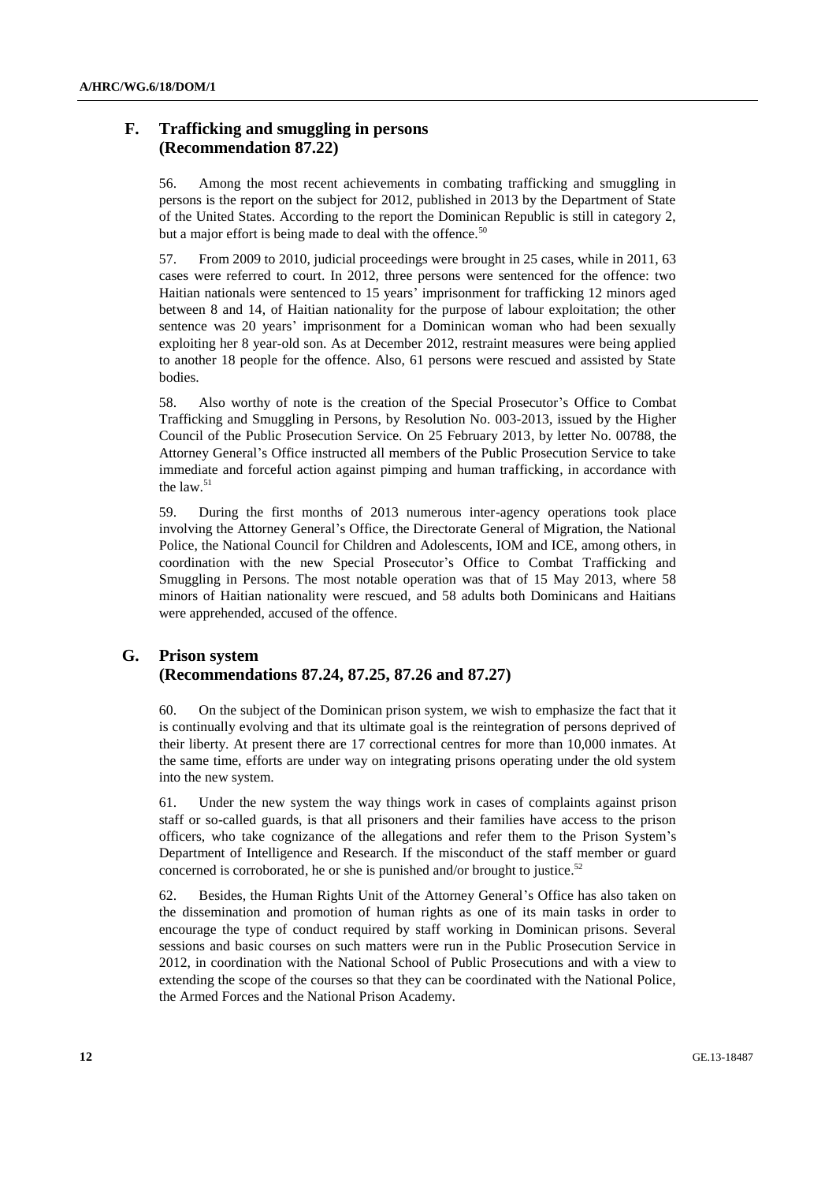## F. Trafficking and smuggling in persons (Recommendation 87.22)

56. Among the most recent achievements in combating trafficking and smuggling in persons is the report on the subject for 2012, published in 2013 by the Department of State of the United States. According to the report the Dominican Republic is still in category 2, but a major effort is being made to deal with the offence.[50]

57. From 2009 to 2010, judicial proceedings were brought in 25 cases, while in 2011, 63 cases were referred to court. In 2012, three persons were sentenced for the offence: two Haitian nationals were sentenced to 15 years' imprisonment for trafficking 12 minors aged between 8 and 14, of Haitian nationality for the purpose of labour exploitation; the other sentence was 20 years' imprisonment for a Dominican woman who had been sexually exploiting her 8 year-old son. As at December 2012, restraint measures were being applied to another 18 people for the offence. Also, 61 persons were rescued and assisted by State bodies.

58. Also worthy of note is the creation of the Special Prosecutor's Office to Combat Trafficking and Smuggling in Persons, by Resolution No. 003-2013, issued by the Higher Council of the Public Prosecution Service. On 25 February 2013, by letter No. 00788, the Attorney General's Office instructed all members of the Public Prosecution Service to take immediate and forceful action against pimping and human trafficking, in accordance with the law.[51]

59. During the first months of 2013 numerous inter-agency operations took place involving the Attorney General's Office, the Directorate General of Migration, the National Police, the National Council for Children and Adolescents, IOM and ICE, among others, in coordination with the new Special Prosecutor's Office to Combat Trafficking and Smuggling in Persons. The most notable operation was that of 15 May 2013, where 58 minors of Haitian nationality were rescued, and 58 adults both Dominicans and Haitians were apprehended, accused of the offence.

## G. Prison system (Recommendations 87.24, 87.25, 87.26 and 87.27)

60. On the subject of the Dominican prison system, we wish to emphasize the fact that it is continually evolving and that its ultimate goal is the reintegration of persons deprived of their liberty. At present there are 17 correctional centres for more than 10,000 inmates. At the same time, efforts are under way on integrating prisons operating under the old system into the new system.

61. Under the new system the way things work in cases of complaints against prison staff or so-called guards, is that all prisoners and their families have access to the prison officers, who take cognizance of the allegations and refer them to the Prison System's Department of Intelligence and Research. If the misconduct of the staff member or guard concerned is corroborated, he or she is punished and/or brought to justice.[52]

62. Besides, the Human Rights Unit of the Attorney General's Office has also taken on the dissemination and promotion of human rights as one of its main tasks in order to encourage the type of conduct required by staff working in Dominican prisons. Several sessions and basic courses on such matters were run in the Public Prosecution Service in 2012, in coordination with the National School of Public Prosecutions and with a view to extending the scope of the courses so that they can be coordinated with the National Police, the Armed Forces and the National Prison Academy.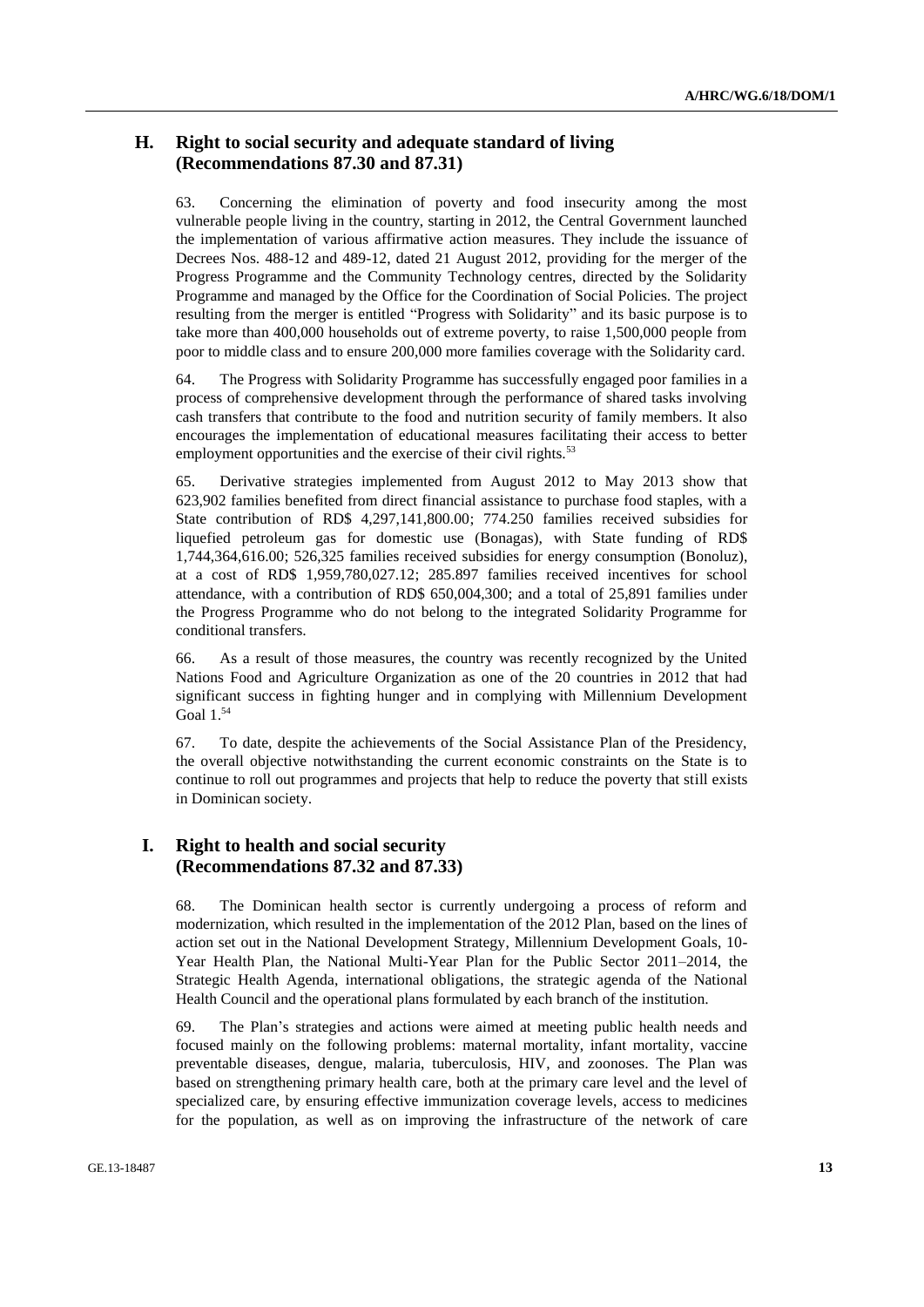## H. Right to social security and adequate standard of living (Recommendations 87.30 and 87.31)

63. Concerning the elimination of poverty and food insecurity among the most vulnerable people living in the country, starting in 2012, the Central Government launched the implementation of various affirmative action measures. They include the issuance of Decrees Nos. 488-12 and 489-12, dated 21 August 2012, providing for the merger of the Progress Programme and the Community Technology centres, directed by the Solidarity Programme and managed by the Office for the Coordination of Social Policies. The project resulting from the merger is entitled "Progress with Solidarity" and its basic purpose is to take more than 400,000 households out of extreme poverty, to raise 1,500,000 people from poor to middle class and to ensure 200,000 more families coverage with the Solidarity card.

64. The Progress with Solidarity Programme has successfully engaged poor families in a process of comprehensive development through the performance of shared tasks involving cash transfers that contribute to the food and nutrition security of family members. It also encourages the implementation of educational measures facilitating their access to better employment opportunities and the exercise of their civil rights.[53]

65. Derivative strategies implemented from August 2012 to May 2013 show that 623,902 families benefited from direct financial assistance to purchase food staples, with a State contribution of RD$ 4,297,141,800.00; 774.250 families received subsidies for liquefied petroleum gas for domestic use (Bonagas), with State funding of RD$ 1,744,364,616.00; 526,325 families received subsidies for energy consumption (Bonoluz), at a cost of RD$ 1,959,780,027.12; 285.897 families received incentives for school attendance, with a contribution of RD$ 650,004,300; and a total of 25,891 families under the Progress Programme who do not belong to the integrated Solidarity Programme for conditional transfers.

66. As a result of those measures, the country was recently recognized by the United Nations Food and Agriculture Organization as one of the 20 countries in 2012 that had significant success in fighting hunger and in complying with Millennium Development Goal 1.[54]

67. To date, despite the achievements of the Social Assistance Plan of the Presidency, the overall objective notwithstanding the current economic constraints on the State is to continue to roll out programmes and projects that help to reduce the poverty that still exists in Dominican society.

## I. Right to health and social security (Recommendations 87.32 and 87.33)

68. The Dominican health sector is currently undergoing a process of reform and modernization, which resulted in the implementation of the 2012 Plan, based on the lines of action set out in the National Development Strategy, Millennium Development Goals, 10-Year Health Plan, the National Multi-Year Plan for the Public Sector 2011–2014, the Strategic Health Agenda, international obligations, the strategic agenda of the National Health Council and the operational plans formulated by each branch of the institution.

69. The Plan's strategies and actions were aimed at meeting public health needs and focused mainly on the following problems: maternal mortality, infant mortality, vaccine preventable diseases, dengue, malaria, tuberculosis, HIV, and zoonoses. The Plan was based on strengthening primary health care, both at the primary care level and the level of specialized care, by ensuring effective immunization coverage levels, access to medicines for the population, as well as on improving the infrastructure of the network of care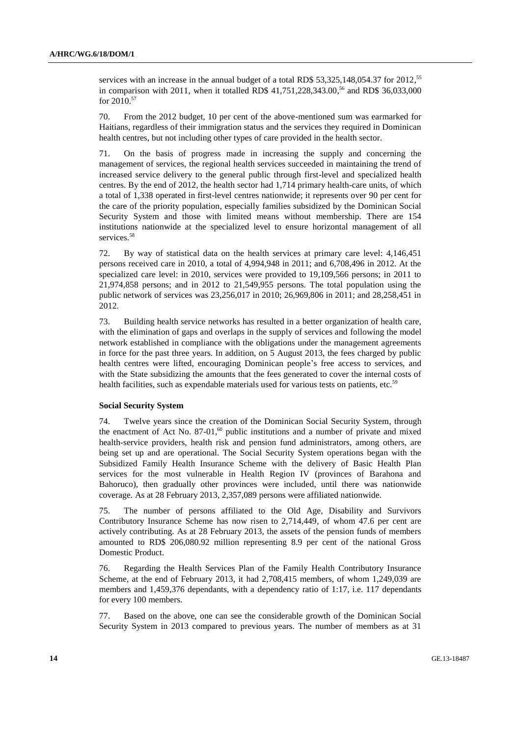services with an increase in the annual budget of a total RD$ 53,325,148,054.37 for 2012,[55] in comparison with 2011, when it totalled RD$ 41,751,228,343.00,[56] and RD$ 36,033,000 for 2010.[57]

70. From the 2012 budget, 10 per cent of the above-mentioned sum was earmarked for Haitians, regardless of their immigration status and the services they required in Dominican health centres, but not including other types of care provided in the health sector.

71. On the basis of progress made in increasing the supply and concerning the management of services, the regional health services succeeded in maintaining the trend of increased service delivery to the general public through first-level and specialized health centres. By the end of 2012, the health sector had 1,714 primary health-care units, of which a total of 1,338 operated in first-level centres nationwide; it represents over 90 per cent for the care of the priority population, especially families subsidized by the Dominican Social Security System and those with limited means without membership. There are 154 institutions nationwide at the specialized level to ensure horizontal management of all services.[58]

72. By way of statistical data on the health services at primary care level: 4,146,451 persons received care in 2010, a total of 4,994,948 in 2011; and 6,708,496 in 2012. At the specialized care level: in 2010, services were provided to 19,109,566 persons; in 2011 to 21,974,858 persons; and in 2012 to 21,549,955 persons. The total population using the public network of services was 23,256,017 in 2010; 26,969,806 in 2011; and 28,258,451 in 2012.

73. Building health service networks has resulted in a better organization of health care, with the elimination of gaps and overlaps in the supply of services and following the model network established in compliance with the obligations under the management agreements in force for the past three years. In addition, on 5 August 2013, the fees charged by public health centres were lifted, encouraging Dominican people's free access to services, and with the State subsidizing the amounts that the fees generated to cover the internal costs of health facilities, such as expendable materials used for various tests on patients, etc.[59]

### Social Security System

74. Twelve years since the creation of the Dominican Social Security System, through the enactment of Act No. 87-01,[60] public institutions and a number of private and mixed health-service providers, health risk and pension fund administrators, among others, are being set up and are operational. The Social Security System operations began with the Subsidized Family Health Insurance Scheme with the delivery of Basic Health Plan services for the most vulnerable in Health Region IV (provinces of Barahona and Bahoruco), then gradually other provinces were included, until there was nationwide coverage. As at 28 February 2013, 2,357,089 persons were affiliated nationwide.

75. The number of persons affiliated to the Old Age, Disability and Survivors Contributory Insurance Scheme has now risen to 2,714,449, of whom 47.6 per cent are actively contributing. As at 28 February 2013, the assets of the pension funds of members amounted to RD$ 206,080.92 million representing 8.9 per cent of the national Gross Domestic Product.

76. Regarding the Health Services Plan of the Family Health Contributory Insurance Scheme, at the end of February 2013, it had 2,708,415 members, of whom 1,249,039 are members and 1,459,376 dependants, with a dependency ratio of 1:17, i.e. 117 dependants for every 100 members.

77. Based on the above, one can see the considerable growth of the Dominican Social Security System in 2013 compared to previous years. The number of members as at 31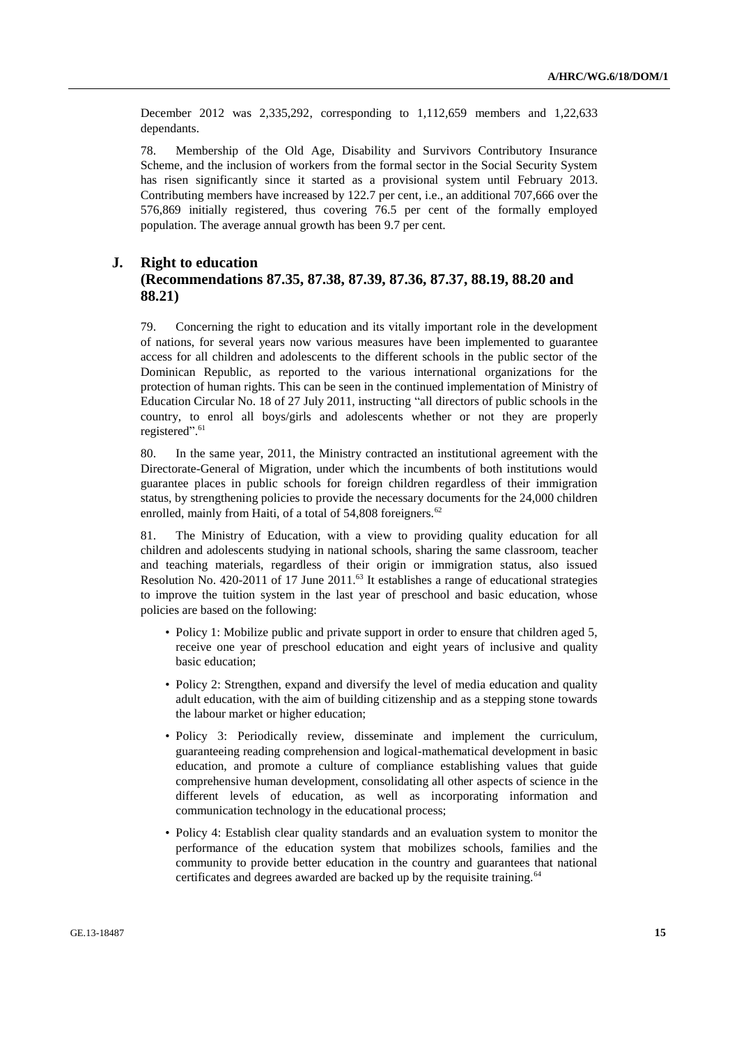December 2012 was 2,335,292, corresponding to 1,112,659 members and 1,22,633 dependants.

78. Membership of the Old Age, Disability and Survivors Contributory Insurance Scheme, and the inclusion of workers from the formal sector in the Social Security System has risen significantly since it started as a provisional system until February 2013. Contributing members have increased by 122.7 per cent, i.e., an additional 707,666 over the 576,869 initially registered, thus covering 76.5 per cent of the formally employed population. The average annual growth has been 9.7 per cent.

## J. Right to education (Recommendations 87.35, 87.38, 87.39, 87.36, 87.37, 88.19, 88.20 and 88.21)

79. Concerning the right to education and its vitally important role in the development of nations, for several years now various measures have been implemented to guarantee access for all children and adolescents to the different schools in the public sector of the Dominican Republic, as reported to the various international organizations for the protection of human rights. This can be seen in the continued implementation of Ministry of Education Circular No. 18 of 27 July 2011, instructing "all directors of public schools in the country, to enrol all boys/girls and adolescents whether or not they are properly registered".[61]

80. In the same year, 2011, the Ministry contracted an institutional agreement with the Directorate-General of Migration, under which the incumbents of both institutions would guarantee places in public schools for foreign children regardless of their immigration status, by strengthening policies to provide the necessary documents for the 24,000 children enrolled, mainly from Haiti, of a total of 54,808 foreigners.[62]

81. The Ministry of Education, with a view to providing quality education for all children and adolescents studying in national schools, sharing the same classroom, teacher and teaching materials, regardless of their origin or immigration status, also issued Resolution No. 420-2011 of 17 June 2011.[63] It establishes a range of educational strategies to improve the tuition system in the last year of preschool and basic education, whose policies are based on the following:

- Policy 1: Mobilize public and private support in order to ensure that children aged 5, receive one year of preschool education and eight years of inclusive and quality basic education;
- Policy 2: Strengthen, expand and diversify the level of media education and quality adult education, with the aim of building citizenship and as a stepping stone towards the labour market or higher education;
- Policy 3: Periodically review, disseminate and implement the curriculum, guaranteeing reading comprehension and logical-mathematical development in basic education, and promote a culture of compliance establishing values that guide comprehensive human development, consolidating all other aspects of science in the different levels of education, as well as incorporating information and communication technology in the educational process;
- Policy 4: Establish clear quality standards and an evaluation system to monitor the performance of the education system that mobilizes schools, families and the community to provide better education in the country and guarantees that national certificates and degrees awarded are backed up by the requisite training.[64]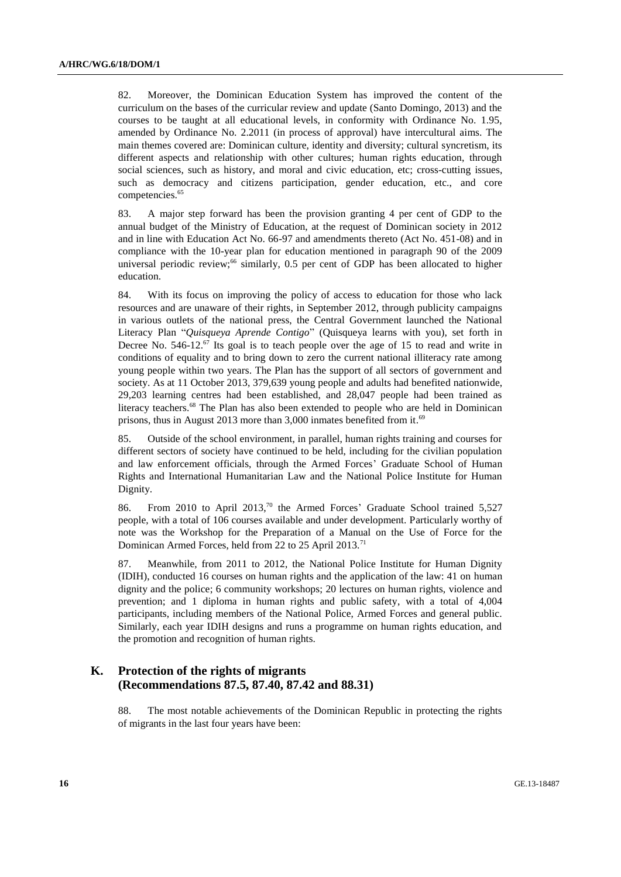82. Moreover, the Dominican Education System has improved the content of the curriculum on the bases of the curricular review and update (Santo Domingo, 2013) and the courses to be taught at all educational levels, in conformity with Ordinance No. 1.95, amended by Ordinance No. 2.2011 (in process of approval) have intercultural aims. The main themes covered are: Dominican culture, identity and diversity; cultural syncretism, its different aspects and relationship with other cultures; human rights education, through social sciences, such as history, and moral and civic education, etc; cross-cutting issues, such as democracy and citizens participation, gender education, etc., and core competencies.[65]

83. A major step forward has been the provision granting 4 per cent of GDP to the annual budget of the Ministry of Education, at the request of Dominican society in 2012 and in line with Education Act No. 66-97 and amendments thereto (Act No. 451-08) and in compliance with the 10-year plan for education mentioned in paragraph 90 of the 2009 universal periodic review;[66] similarly, 0.5 per cent of GDP has been allocated to higher education.

84. With its focus on improving the policy of access to education for those who lack resources and are unaware of their rights, in September 2012, through publicity campaigns in various outlets of the national press, the Central Government launched the National Literacy Plan "*Quisqueya Aprende Contigo*" (Quisqueya learns with you), set forth in Decree No. 546-12.[67] Its goal is to teach people over the age of 15 to read and write in conditions of equality and to bring down to zero the current national illiteracy rate among young people within two years. The Plan has the support of all sectors of government and society. As at 11 October 2013, 379,639 young people and adults had benefited nationwide, 29,203 learning centres had been established, and 28,047 people had been trained as literacy teachers.[68] The Plan has also been extended to people who are held in Dominican prisons, thus in August 2013 more than 3,000 inmates benefited from it.[69]

85. Outside of the school environment, in parallel, human rights training and courses for different sectors of society have continued to be held, including for the civilian population and law enforcement officials, through the Armed Forces' Graduate School of Human Rights and International Humanitarian Law and the National Police Institute for Human Dignity.

86. From 2010 to April 2013,[70] the Armed Forces' Graduate School trained 5,527 people, with a total of 106 courses available and under development. Particularly worthy of note was the Workshop for the Preparation of a Manual on the Use of Force for the Dominican Armed Forces, held from 22 to 25 April 2013.[71]

87. Meanwhile, from 2011 to 2012, the National Police Institute for Human Dignity (IDIH), conducted 16 courses on human rights and the application of the law: 41 on human dignity and the police; 6 community workshops; 20 lectures on human rights, violence and prevention; and 1 diploma in human rights and public safety, with a total of 4,004 participants, including members of the National Police, Armed Forces and general public. Similarly, each year IDIH designs and runs a programme on human rights education, and the promotion and recognition of human rights.

## K. Protection of the rights of migrants (Recommendations 87.5, 87.40, 87.42 and 88.31)

88. The most notable achievements of the Dominican Republic in protecting the rights of migrants in the last four years have been: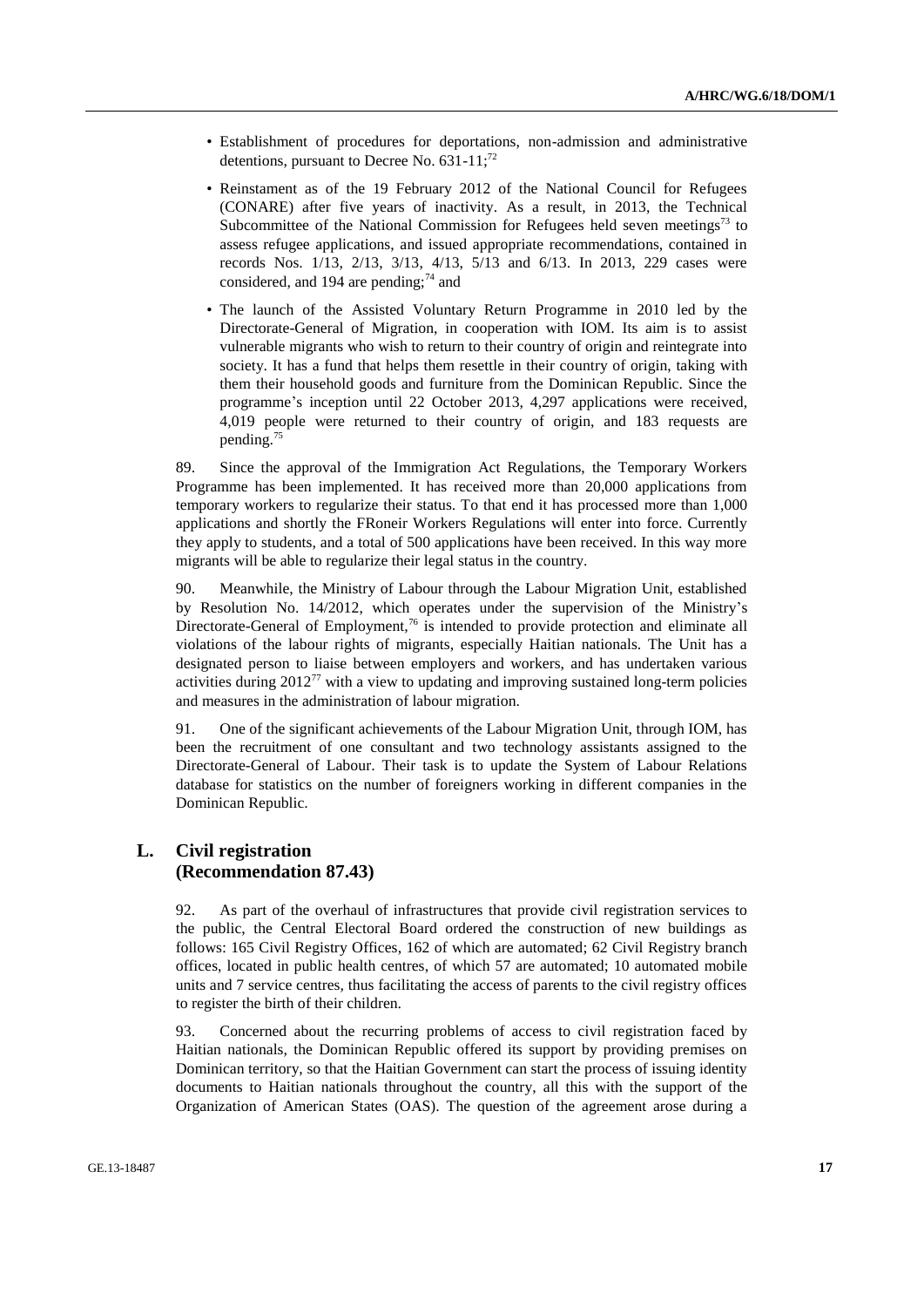- Establishment of procedures for deportations, non-admission and administrative detentions, pursuant to Decree No. 631-11;[72]
- Reinstament as of the 19 February 2012 of the National Council for Refugees (CONARE) after five years of inactivity. As a result, in 2013, the Technical Subcommittee of the National Commission for Refugees held seven meetings[73] to assess refugee applications, and issued appropriate recommendations, contained in records Nos. 1/13, 2/13, 3/13, 4/13, 5/13 and 6/13. In 2013, 229 cases were considered, and 194 are pending;[74] and
- The launch of the Assisted Voluntary Return Programme in 2010 led by the Directorate-General of Migration, in cooperation with IOM. Its aim is to assist vulnerable migrants who wish to return to their country of origin and reintegrate into society. It has a fund that helps them resettle in their country of origin, taking with them their household goods and furniture from the Dominican Republic. Since the programme's inception until 22 October 2013, 4,297 applications were received, 4,019 people were returned to their country of origin, and 183 requests are pending.[75]

89. Since the approval of the Immigration Act Regulations, the Temporary Workers Programme has been implemented. It has received more than 20,000 applications from temporary workers to regularize their status. To that end it has processed more than 1,000 applications and shortly the FRoneir Workers Regulations will enter into force. Currently they apply to students, and a total of 500 applications have been received. In this way more migrants will be able to regularize their legal status in the country.

90. Meanwhile, the Ministry of Labour through the Labour Migration Unit, established by Resolution No. 14/2012, which operates under the supervision of the Ministry's Directorate-General of Employment,[76] is intended to provide protection and eliminate all violations of the labour rights of migrants, especially Haitian nationals. The Unit has a designated person to liaise between employers and workers, and has undertaken various activities during 2012[77] with a view to updating and improving sustained long-term policies and measures in the administration of labour migration.

91. One of the significant achievements of the Labour Migration Unit, through IOM, has been the recruitment of one consultant and two technology assistants assigned to the Directorate-General of Labour. Their task is to update the System of Labour Relations database for statistics on the number of foreigners working in different companies in the Dominican Republic.

## L. Civil registration (Recommendation 87.43)

92. As part of the overhaul of infrastructures that provide civil registration services to the public, the Central Electoral Board ordered the construction of new buildings as follows: 165 Civil Registry Offices, 162 of which are automated; 62 Civil Registry branch offices, located in public health centres, of which 57 are automated; 10 automated mobile units and 7 service centres, thus facilitating the access of parents to the civil registry offices to register the birth of their children.

93. Concerned about the recurring problems of access to civil registration faced by Haitian nationals, the Dominican Republic offered its support by providing premises on Dominican territory, so that the Haitian Government can start the process of issuing identity documents to Haitian nationals throughout the country, all this with the support of the Organization of American States (OAS). The question of the agreement arose during a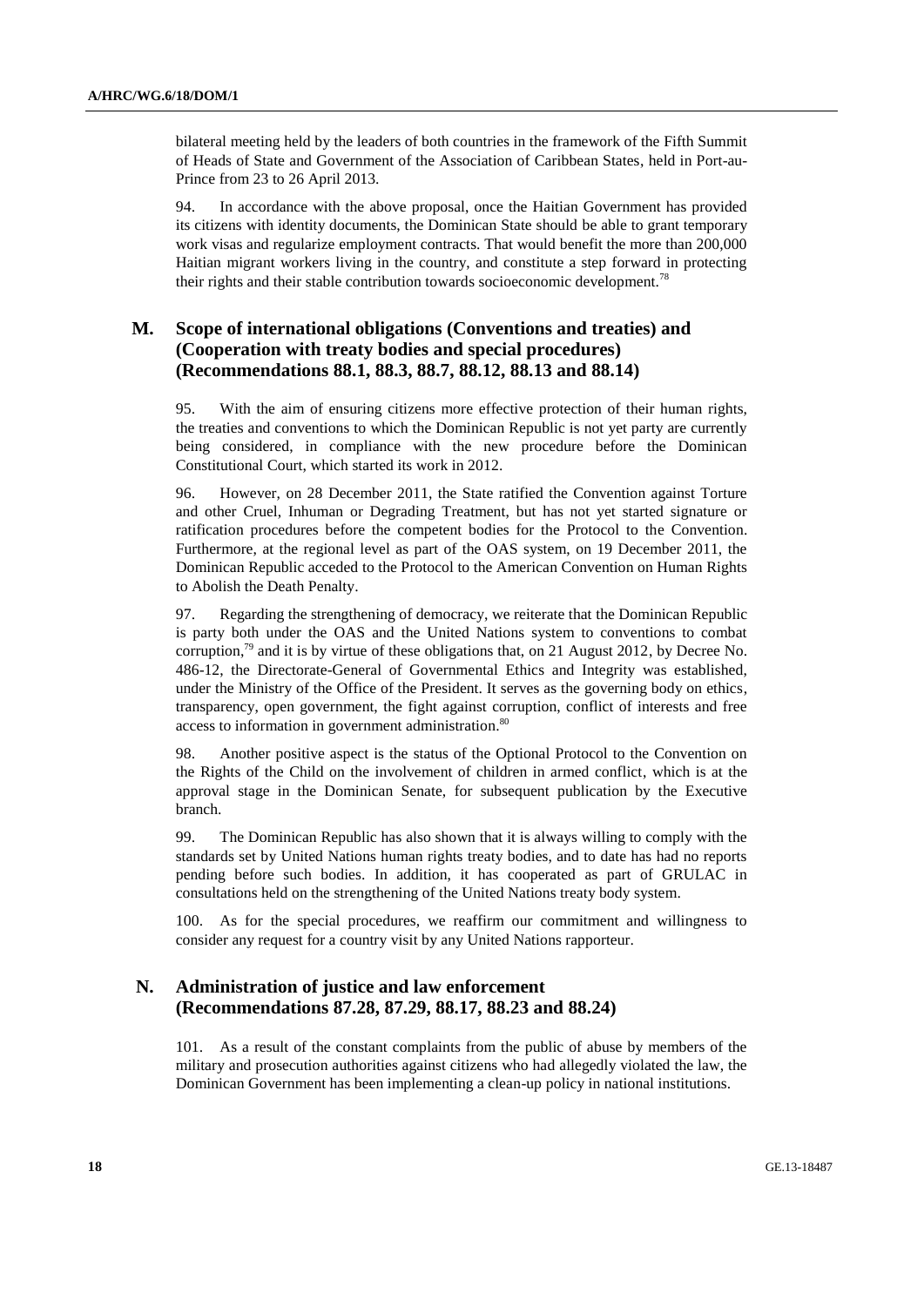bilateral meeting held by the leaders of both countries in the framework of the Fifth Summit of Heads of State and Government of the Association of Caribbean States, held in Port-au-Prince from 23 to 26 April 2013.

94. In accordance with the above proposal, once the Haitian Government has provided its citizens with identity documents, the Dominican State should be able to grant temporary work visas and regularize employment contracts. That would benefit the more than 200,000 Haitian migrant workers living in the country, and constitute a step forward in protecting their rights and their stable contribution towards socioeconomic development.[78]

## M. Scope of international obligations (Conventions and treaties) and (Cooperation with treaty bodies and special procedures) (Recommendations 88.1, 88.3, 88.7, 88.12, 88.13 and 88.14)

95. With the aim of ensuring citizens more effective protection of their human rights, the treaties and conventions to which the Dominican Republic is not yet party are currently being considered, in compliance with the new procedure before the Dominican Constitutional Court, which started its work in 2012.

96. However, on 28 December 2011, the State ratified the Convention against Torture and other Cruel, Inhuman or Degrading Treatment, but has not yet started signature or ratification procedures before the competent bodies for the Protocol to the Convention. Furthermore, at the regional level as part of the OAS system, on 19 December 2011, the Dominican Republic acceded to the Protocol to the American Convention on Human Rights to Abolish the Death Penalty.

97. Regarding the strengthening of democracy, we reiterate that the Dominican Republic is party both under the OAS and the United Nations system to conventions to combat corruption,[79] and it is by virtue of these obligations that, on 21 August 2012, by Decree No. 486-12, the Directorate-General of Governmental Ethics and Integrity was established, under the Ministry of the Office of the President. It serves as the governing body on ethics, transparency, open government, the fight against corruption, conflict of interests and free access to information in government administration.[80]

98. Another positive aspect is the status of the Optional Protocol to the Convention on the Rights of the Child on the involvement of children in armed conflict, which is at the approval stage in the Dominican Senate, for subsequent publication by the Executive branch.

99. The Dominican Republic has also shown that it is always willing to comply with the standards set by United Nations human rights treaty bodies, and to date has had no reports pending before such bodies. In addition, it has cooperated as part of GRULAC in consultations held on the strengthening of the United Nations treaty body system.

100. As for the special procedures, we reaffirm our commitment and willingness to consider any request for a country visit by any United Nations rapporteur.

## N. Administration of justice and law enforcement (Recommendations 87.28, 87.29, 88.17, 88.23 and 88.24)

101. As a result of the constant complaints from the public of abuse by members of the military and prosecution authorities against citizens who had allegedly violated the law, the Dominican Government has been implementing a clean-up policy in national institutions.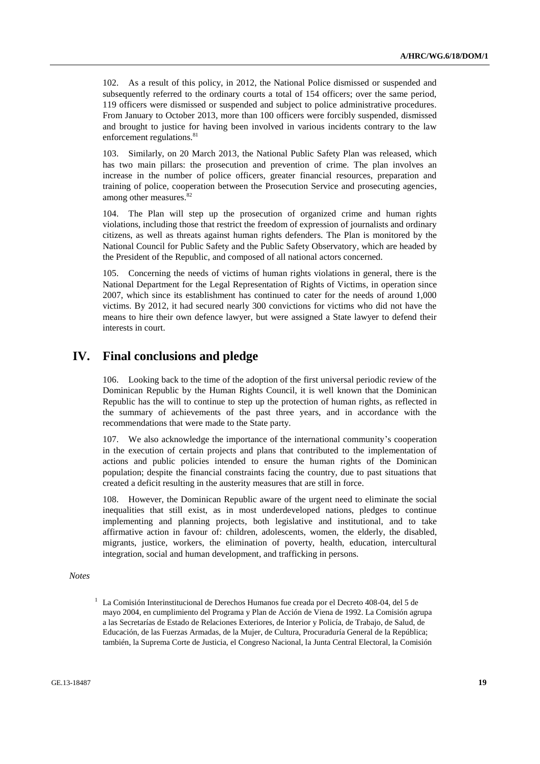102. As a result of this policy, in 2012, the National Police dismissed or suspended and subsequently referred to the ordinary courts a total of 154 officers; over the same period, 119 officers were dismissed or suspended and subject to police administrative procedures. From January to October 2013, more than 100 officers were forcibly suspended, dismissed and brought to justice for having been involved in various incidents contrary to the law enforcement regulations.[81]

103. Similarly, on 20 March 2013, the National Public Safety Plan was released, which has two main pillars: the prosecution and prevention of crime. The plan involves an increase in the number of police officers, greater financial resources, preparation and training of police, cooperation between the Prosecution Service and prosecuting agencies, among other measures.[82]

104. The Plan will step up the prosecution of organized crime and human rights violations, including those that restrict the freedom of expression of journalists and ordinary citizens, as well as threats against human rights defenders. The Plan is monitored by the National Council for Public Safety and the Public Safety Observatory, which are headed by the President of the Republic, and composed of all national actors concerned.

105. Concerning the needs of victims of human rights violations in general, there is the National Department for the Legal Representation of Rights of Victims, in operation since 2007, which since its establishment has continued to cater for the needs of around 1,000 victims. By 2012, it had secured nearly 300 convictions for victims who did not have the means to hire their own defence lawyer, but were assigned a State lawyer to defend their interests in court.

# IV. Final conclusions and pledge

106. Looking back to the time of the adoption of the first universal periodic review of the Dominican Republic by the Human Rights Council, it is well known that the Dominican Republic has the will to continue to step up the protection of human rights, as reflected in the summary of achievements of the past three years, and in accordance with the recommendations that were made to the State party.

107. We also acknowledge the importance of the international community's cooperation in the execution of certain projects and plans that contributed to the implementation of actions and public policies intended to ensure the human rights of the Dominican population; despite the financial constraints facing the country, due to past situations that created a deficit resulting in the austerity measures that are still in force.

108. However, the Dominican Republic aware of the urgent need to eliminate the social inequalities that still exist, as in most underdeveloped nations, pledges to continue implementing and planning projects, both legislative and institutional, and to take affirmative action in favour of: children, adolescents, women, the elderly, the disabled, migrants, justice, workers, the elimination of poverty, health, education, intercultural integration, social and human development, and trafficking in persons.

*Notes*

[1] La Comisión Interinstitucional de Derechos Humanos fue creada por el Decreto 408-04, del 5 de mayo 2004, en cumplimiento del Programa y Plan de Acción de Viena de 1992. La Comisión agrupa a las Secretarías de Estado de Relaciones Exteriores, de Interior y Policía, de Trabajo, de Salud, de Educación, de las Fuerzas Armadas, de la Mujer, de Cultura, Procuraduría General de la República; también, la Suprema Corte de Justicia, el Congreso Nacional, la Junta Central Electoral, la Comisión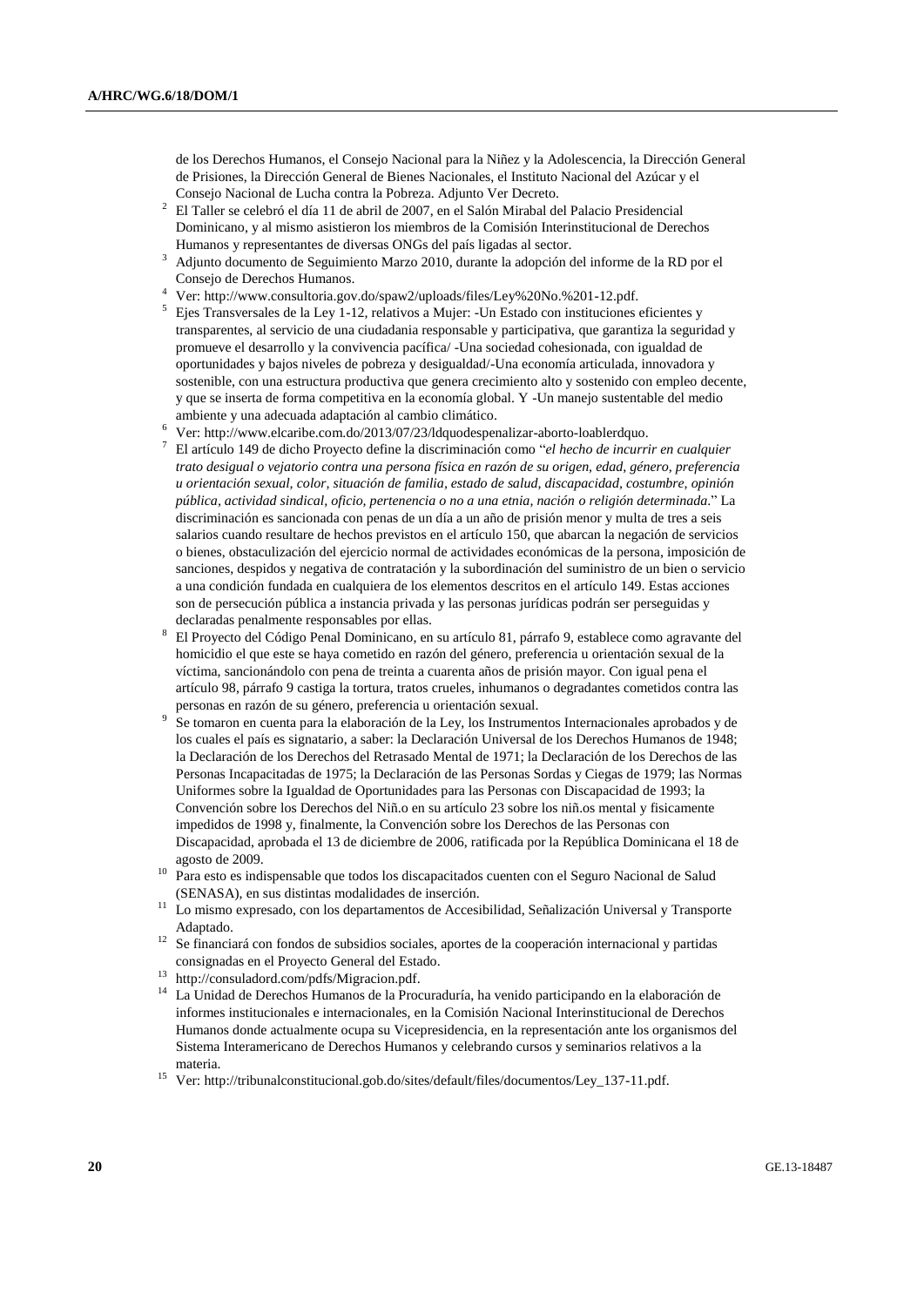de los Derechos Humanos, el Consejo Nacional para la Niñez y la Adolescencia, la Dirección General de Prisiones, la Dirección General de Bienes Nacionales, el Instituto Nacional del Azúcar y el Consejo Nacional de Lucha contra la Pobreza. Adjunto Ver Decreto.

[2] El Taller se celebró el día 11 de abril de 2007, en el Salón Mirabal del Palacio Presidencial Dominicano, y al mismo asistieron los miembros de la Comisión Interinstitucional de Derechos Humanos y representantes de diversas ONGs del país ligadas al sector.

[3] Adjunto documento de Seguimiento Marzo 2010, durante la adopción del informe de la RD por el Consejo de Derechos Humanos.

[4] Ver: http://www.consultoria.gov.do/spaw2/uploads/files/Ley%20No.%201-12.pdf.

[5] Ejes Transversales de la Ley 1-12, relativos a Mujer: -Un Estado con instituciones eficientes y transparentes, al servicio de una ciudadanía responsable y participativa, que garantiza la seguridad y promueve el desarrollo y la convivencia pacífica/ -Una sociedad cohesionada, con igualdad de oportunidades y bajos niveles de pobreza y desigualdad/-Una economía articulada, innovadora y sostenible, con una estructura productiva que genera crecimiento alto y sostenido con empleo decente, y que se inserta de forma competitiva en la economía global. Y -Un manejo sustentable del medio ambiente y una adecuada adaptación al cambio climático.

[6] Ver: http://www.elcaribe.com.do/2013/07/23/ldquodespenalizar-aborto-loablerdquo.

[7] El artículo 149 de dicho Proyecto define la discriminación como "*el hecho de incurrir en cualquier trato desigual o vejatorio contra una persona física en razón de su origen, edad, género, preferencia u orientación sexual, color, situación de familia, estado de salud, discapacidad, costumbre, opinión pública, actividad sindical, oficio, pertenencia o no a una etnia, nación o religión determinada*." La discriminación es sancionada con penas de un día a un año de prisión menor y multa de tres a seis salarios cuando resultare de hechos previstos en el artículo 150, que abarcan la negación de servicios o bienes, obstaculización del ejercicio normal de actividades económicas de la persona, imposición de sanciones, despidos y negativa de contratación y la subordinación del suministro de un bien o servicio a una condición fundada en cualquiera de los elementos descritos en el artículo 149. Estas acciones son de persecución pública a instancia privada y las personas jurídicas podrán ser perseguidas y declaradas penalmente responsables por ellas.

[8] El Proyecto del Código Penal Dominicano, en su artículo 81, párrafo 9, establece como agravante del homicidio el que este se haya cometido en razón del género, preferencia u orientación sexual de la víctima, sancionándolo con pena de treinta a cuarenta años de prisión mayor. Con igual pena el artículo 98, párrafo 9 castiga la tortura, tratos crueles, inhumanos o degradantes cometidos contra las personas en razón de su género, preferencia u orientación sexual.

[9] Se tomaron en cuenta para la elaboración de la Ley, los Instrumentos Internacionales aprobados y de los cuales el país es signatario, a saber: la Declaración Universal de los Derechos Humanos de 1948; la Declaración de los Derechos del Retrasado Mental de 1971; la Declaración de los Derechos de las Personas Incapacitadas de 1975; la Declaración de las Personas Sordas y Ciegas de 1979; las Normas Uniformes sobre la Igualdad de Oportunidades para las Personas con Discapacidad de 1993; la Convención sobre los Derechos del Niñ.o en su artículo 23 sobre los niñ.os mental y fisicamente impedidos de 1998 y, finalmente, la Convención sobre los Derechos de las Personas con Discapacidad, aprobada el 13 de diciembre de 2006, ratificada por la República Dominicana el 18 de agosto de 2009.

[10] Para esto es indispensable que todos los discapacitados cuenten con el Seguro Nacional de Salud (SENASA), en sus distintas modalidades de inserción.

[11] Lo mismo expresado, con los departamentos de Accesibilidad, Señalización Universal y Transporte Adaptado.

[12] Se financiará con fondos de subsidios sociales, aportes de la cooperación internacional y partidas consignadas en el Proyecto General del Estado.

[13] http://consuladord.com/pdfs/Migracion.pdf.

[14] La Unidad de Derechos Humanos de la Procuraduría, ha venido participando en la elaboración de informes institucionales e internacionales, en la Comisión Nacional Interinstitucional de Derechos Humanos donde actualmente ocupa su Vicepresidencia, en la representación ante los organismos del Sistema Interamericano de Derechos Humanos y celebrando cursos y seminarios relativos a la materia.

[15] Ver: http://tribunalconstitucional.gob.do/sites/default/files/documentos/Ley_137-11.pdf.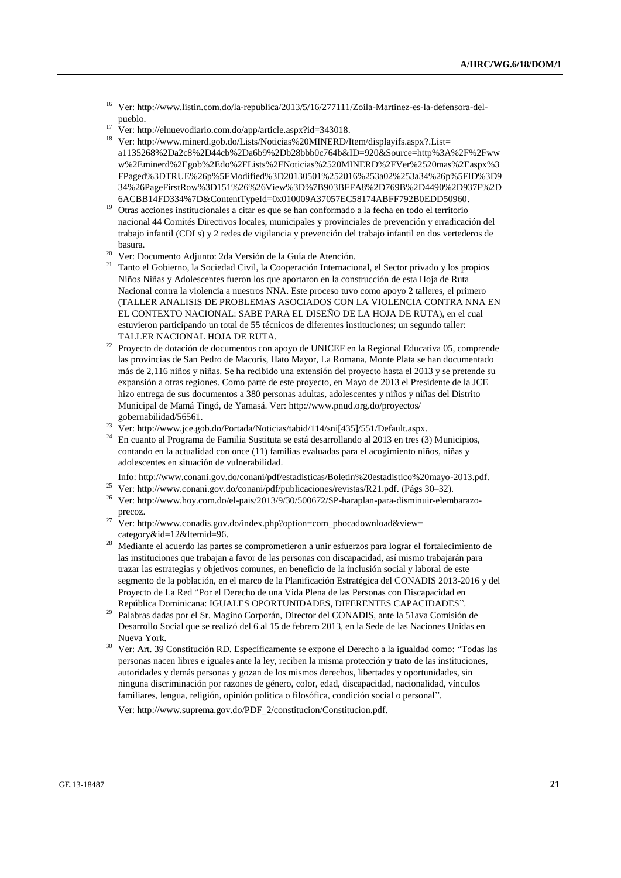[16] Ver: http://www.listin.com.do/la-republica/2013/5/16/277111/Zoila-Martinez-es-la-defensora-del-pueblo.

[17] Ver: http://elnuevodiario.com.do/app/article.aspx?id=343018.

[18] Ver: http://www.minerd.gob.do/Lists/Noticias%20MINERD/Item/displayifs.aspx?.List=a1135268%2Da2c8%2D44cb%2Da6b9%2Db28bbb0c764b&ID=920&Source=http%3A%2F%2Fwww%2Eminerd%2Egob%2Edo%2FLists%2FNoticias%2520MINERD%2FVer%2520mas%2Easpx%3FPaged%3DTRUE%26p%5FModified%3D20130501%252016%253a02%253a34%26p%5FID%3D934%26PageFirstRow%3D151%26%26View%3D%7B903BFFA8%2D769B%2D4490%2D937F%2D6ACBB14FD334%7D&ContentTypeId=0x010009A37057EC58174ABFF792B0EDD50960.

[19] Otras acciones institucionales a citar es que se han conformado a la fecha en todo el territorio nacional 44 Comités Directivos locales, municipales y provinciales de prevención y erradicación del trabajo infantil (CDLs) y 2 redes de vigilancia y prevención del trabajo infantil en dos vertederos de basura.

[20] Ver: Documento Adjunto: 2da Versión de la Guía de Atención.

[21] Tanto el Gobierno, la Sociedad Civil, la Cooperación Internacional, el Sector privado y los propios Niños Niñas y Adolescentes fueron los que aportaron en la construcción de esta Hoja de Ruta Nacional contra la violencia a nuestros NNA. Este proceso tuvo como apoyo 2 talleres, el primero (TALLER ANALISIS DE PROBLEMAS ASOCIADOS CON LA VIOLENCIA CONTRA NNA EN EL CONTEXTO NACIONAL: SABE PARA EL DISEÑO DE LA HOJA DE RUTA), en el cual estuvieron participando un total de 55 técnicos de diferentes instituciones; un segundo taller: TALLER NACIONAL HOJA DE RUTA.

[22] Proyecto de dotación de documentos con apoyo de UNICEF en la Regional Educativa 05, comprende las provincias de San Pedro de Macorís, Hato Mayor, La Romana, Monte Plata se han documentado más de 2,116 niños y niñas. Se ha recibido una extensión del proyecto hasta el 2013 y se pretende su expansión a otras regiones. Como parte de este proyecto, en Mayo de 2013 el Presidente de la JCE hizo entrega de sus documentos a 380 personas adultas, adolescentes y niños y niñas del Distrito Municipal de Mamá Tingó, de Yamasá. Ver: http://www.pnud.org.do/proyectos/gobernabilidad/56561.

[23] Ver: http://www.jce.gob.do/Portada/Noticias/tabid/114/sni[435]/551/Default.aspx.

[24] En cuanto al Programa de Familia Sustituta se está desarrollando al 2013 en tres (3) Municipios, contando en la actualidad con once (11) familias evaluadas para el acogimiento niños, niñas y adolescentes en situación de vulnerabilidad.

Info: http://www.conani.gov.do/conani/pdf/estadisticas/Boletin%20estadistico%20mayo-2013.pdf.

[25] Ver: http://www.conani.gov.do/conani/pdf/publicaciones/revistas/R21.pdf. (Págs 30–32).

[26] Ver: http://www.hoy.com.do/el-pais/2013/9/30/500672/SP-haraplan-para-disminuir-elembarazo-precoz.

[27] Ver: http://www.conadis.gov.do/index.php?option=com_phocadownload&view=category&id=12&Itemid=96.

[28] Mediante el acuerdo las partes se comprometieron a unir esfuerzos para lograr el fortalecimiento de las instituciones que trabajan a favor de las personas con discapacidad, así mismo trabajarán para trazar las estrategias y objetivos comunes, en beneficio de la inclusión social y laboral de este segmento de la población, en el marco de la Planificación Estratégica del CONADIS 2013-2016 y del Proyecto de La Red "Por el Derecho de una Vida Plena de las Personas con Discapacidad en República Dominicana: IGUALES OPORTUNIDADES, DIFERENTES CAPACIDADES".

[29] Palabras dadas por el Sr. Magino Corporán, Director del CONADIS, ante la 51ava Comisión de Desarrollo Social que se realizó del 6 al 15 de febrero 2013, en la Sede de las Naciones Unidas en Nueva York.

[30] Ver: Art. 39 Constitución RD. Específicamente se expone el Derecho a la igualdad como: "Todas las personas nacen libres e iguales ante la ley, reciben la misma protección y trato de las instituciones, autoridades y demás personas y gozan de los mismos derechos, libertades y oportunidades, sin ninguna discriminación por razones de género, color, edad, discapacidad, nacionalidad, vínculos familiares, lengua, religión, opinión política o filosófica, condición social o personal".

Ver: http://www.suprema.gov.do/PDF_2/constitucion/Constitucion.pdf.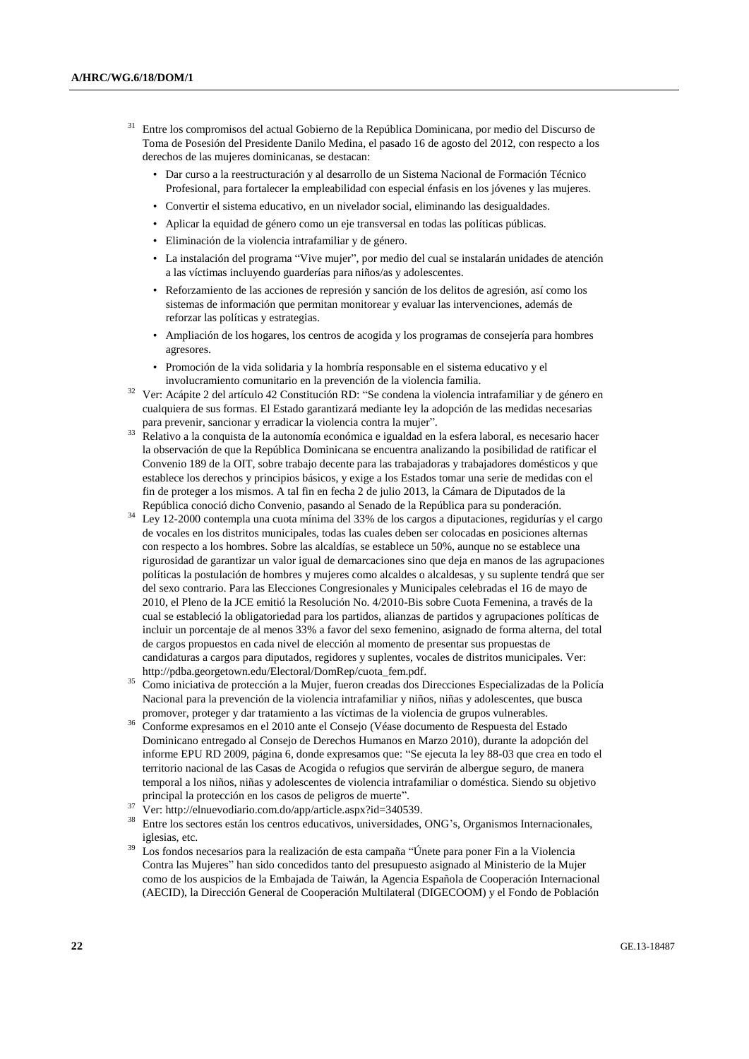[31] Entre los compromisos del actual Gobierno de la República Dominicana, por medio del Discurso de Toma de Posesión del Presidente Danilo Medina, el pasado 16 de agosto del 2012, con respecto a los derechos de las mujeres dominicanas, se destacan:

- Dar curso a la reestructuración y al desarrollo de un Sistema Nacional de Formación Técnico Profesional, para fortalecer la empleabilidad con especial énfasis en los jóvenes y las mujeres.
- Convertir el sistema educativo, en un nivelador social, eliminando las desigualdades.
- Aplicar la equidad de género como un eje transversal en todas las políticas públicas.
- Eliminación de la violencia intrafamiliar y de género.
- La instalación del programa "Vive mujer", por medio del cual se instalarán unidades de atención a las víctimas incluyendo guarderías para niños/as y adolescentes.
- Reforzamiento de las acciones de represión y sanción de los delitos de agresión, así como los sistemas de información que permitan monitorear y evaluar las intervenciones, además de reforzar las políticas y estrategias.
- Ampliación de los hogares, los centros de acogida y los programas de consejería para hombres agresores.
- Promoción de la vida solidaria y la hombría responsable en el sistema educativo y el involucramiento comunitario en la prevención de la violencia familia.

[32] Ver: Acápite 2 del artículo 42 Constitución RD: "Se condena la violencia intrafamiliar y de género en cualquiera de sus formas. El Estado garantizará mediante ley la adopción de las medidas necesarias para prevenir, sancionar y erradicar la violencia contra la mujer".

[33] Relativo a la conquista de la autonomía económica e igualdad en la esfera laboral, es necesario hacer la observación de que la República Dominicana se encuentra analizando la posibilidad de ratificar el Convenio 189 de la OIT, sobre trabajo decente para las trabajadoras y trabajadores domésticos y que establece los derechos y principios básicos, y exige a los Estados tomar una serie de medidas con el fin de proteger a los mismos. A tal fin en fecha 2 de julio 2013, la Cámara de Diputados de la República conoció dicho Convenio, pasando al Senado de la República para su ponderación.

[34] Ley 12-2000 contempla una cuota mínima del 33% de los cargos a diputaciones, regidurías y el cargo de vocales en los distritos municipales, todas las cuales deben ser colocadas en posiciones alternas con respecto a los hombres. Sobre las alcaldías, se establece un 50%, aunque no se establece una rigurosidad de garantizar un valor igual de demarcaciones sino que deja en manos de las agrupaciones políticas la postulación de hombres y mujeres como alcaldes o alcaldesas, y su suplente tendrá que ser del sexo contrario. Para las Elecciones Congresionales y Municipales celebradas el 16 de mayo de 2010, el Pleno de la JCE emitió la Resolución No. 4/2010-Bis sobre Cuota Femenina, a través de la cual se estableció la obligatoriedad para los partidos, alianzas de partidos y agrupaciones políticas de incluir un porcentaje de al menos 33% a favor del sexo femenino, asignado de forma alterna, del total de cargos propuestos en cada nivel de elección al momento de presentar sus propuestas de candidaturas a cargos para diputados, regidores y suplentes, vocales de distritos municipales. Ver: http://pdba.georgetown.edu/Electoral/DomRep/cuota_fem.pdf.

[35] Como iniciativa de protección a la Mujer, fueron creadas dos Direcciones Especializadas de la Policía Nacional para la prevención de la violencia intrafamiliar y niños, niñas y adolescentes, que busca promover, proteger y dar tratamiento a las víctimas de la violencia de grupos vulnerables.

[36] Conforme expresamos en el 2010 ante el Consejo (Véase documento de Respuesta del Estado Dominicano entregado al Consejo de Derechos Humanos en Marzo 2010), durante la adopción del informe EPU RD 2009, página 6, donde expresamos que: "Se ejecuta la ley 88-03 que crea en todo el territorio nacional de las Casas de Acogida o refugios que servirán de albergue seguro, de manera temporal a los niños, niñas y adolescentes de violencia intrafamiliar o doméstica. Siendo su objetivo principal la protección en los casos de peligros de muerte".

[37] Ver: http://elnuevodiario.com.do/app/article.aspx?id=340539.

[38] Entre los sectores están los centros educativos, universidades, ONG's, Organismos Internacionales, iglesias, etc.

[39] Los fondos necesarios para la realización de esta campaña "Únete para poner Fin a la Violencia Contra las Mujeres" han sido concedidos tanto del presupuesto asignado al Ministerio de la Mujer como de los auspicios de la Embajada de Taiwán, la Agencia Española de Cooperación Internacional (AECID), la Dirección General de Cooperación Multilateral (DIGECOOM) y el Fondo de Población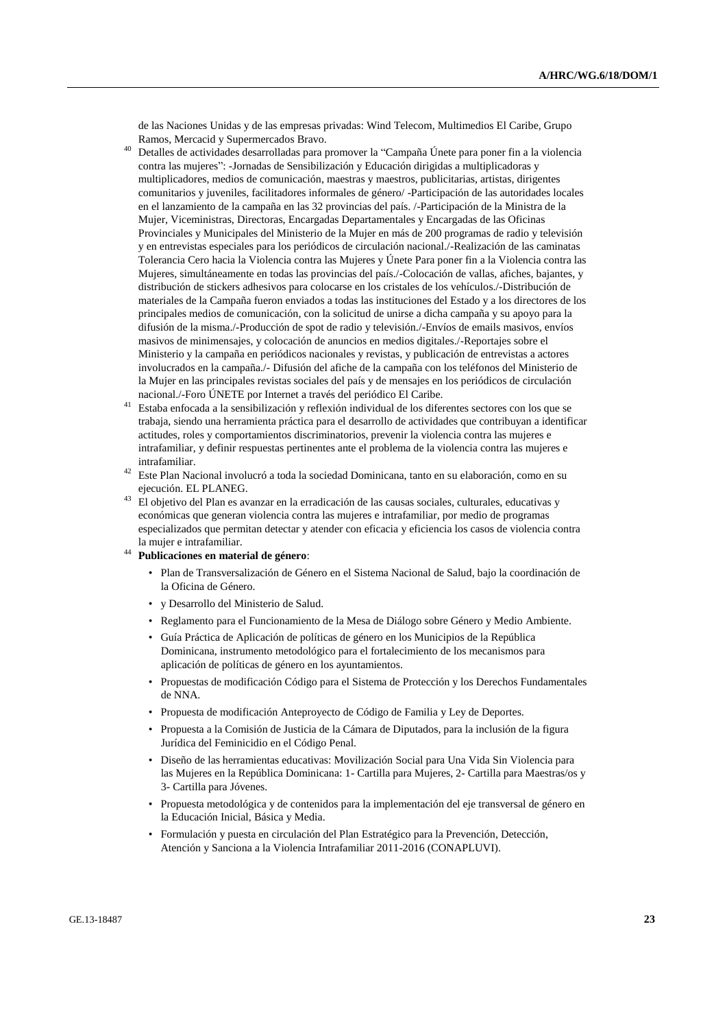de las Naciones Unidas y de las empresas privadas: Wind Telecom, Multimedios El Caribe, Grupo Ramos, Mercacid y Supermercados Bravo.

[40] Detalles de actividades desarrolladas para promover la “Campaña Únete para poner fin a la violencia contra las mujeres”: -Jornadas de Sensibilización y Educación dirigidas a multiplicadoras y multiplicadores, medios de comunicación, maestras y maestros, publicitarias, artistas, dirigentes comunitarios y juveniles, facilitadores informales de género/ -Participación de las autoridades locales en el lanzamiento de la campaña en las 32 provincias del país. /-Participación de la Ministra de la Mujer, Viceministras, Directoras, Encargadas Departamentales y Encargadas de las Oficinas Provinciales y Municipales del Ministerio de la Mujer en más de 200 programas de radio y televisión y en entrevistas especiales para los periódicos de circulación nacional./-Realización de las caminatas Tolerancia Cero hacia la Violencia contra las Mujeres y Únete Para poner fin a la Violencia contra las Mujeres, simultáneamente en todas las provincias del país./-Colocación de vallas, afiches, bajantes, y distribución de stickers adhesivos para colocarse en los cristales de los vehículos./-Distribución de materiales de la Campaña fueron enviados a todas las instituciones del Estado y a los directores de los principales medios de comunicación, con la solicitud de unirse a dicha campaña y su apoyo para la difusión de la misma./-Producción de spot de radio y televisión./-Envíos de emails masivos, envíos masivos de minimensajes, y colocación de anuncios en medios digitales./-Reportajes sobre el Ministerio y la campaña en periódicos nacionales y revistas, y publicación de entrevistas a actores involucrados en la campaña./- Difusión del afiche de la campaña con los teléfonos del Ministerio de la Mujer en las principales revistas sociales del país y de mensajes en los periódicos de circulación nacional./-Foro ÚNETE por Internet a través del periódico El Caribe.

[41] Estaba enfocada a la sensibilización y reflexión individual de los diferentes sectores con los que se trabaja, siendo una herramienta práctica para el desarrollo de actividades que contribuyan a identificar actitudes, roles y comportamientos discriminatorios, prevenir la violencia contra las mujeres e intrafamiliar, y definir respuestas pertinentes ante el problema de la violencia contra las mujeres e intrafamiliar.

[42] Este Plan Nacional involucró a toda la sociedad Dominicana, tanto en su elaboración, como en su ejecución. EL PLANEG.

[43] El objetivo del Plan es avanzar en la erradicación de las causas sociales, culturales, educativas y económicas que generan violencia contra las mujeres e intrafamiliar, por medio de programas especializados que permitan detectar y atender con eficacia y eficiencia los casos de violencia contra la mujer e intrafamiliar.

[44] **Publicaciones en material de género**:

- Plan de Transversalización de Género en el Sistema Nacional de Salud, bajo la coordinación de la Oficina de Género.
- y Desarrollo del Ministerio de Salud.
- Reglamento para el Funcionamiento de la Mesa de Diálogo sobre Género y Medio Ambiente.
- Guía Práctica de Aplicación de políticas de género en los Municipios de la República Dominicana, instrumento metodológico para el fortalecimiento de los mecanismos para aplicación de políticas de género en los ayuntamientos.
- Propuestas de modificación Código para el Sistema de Protección y los Derechos Fundamentales de NNA.
- Propuesta de modificación Anteproyecto de Código de Familia y Ley de Deportes.
- Propuesta a la Comisión de Justicia de la Cámara de Diputados, para la inclusión de la figura Jurídica del Feminicidio en el Código Penal.
- Diseño de las herramientas educativas: Movilización Social para Una Vida Sin Violencia para las Mujeres en la República Dominicana: 1- Cartilla para Mujeres, 2- Cartilla para Maestras/os y 3- Cartilla para Jóvenes.
- Propuesta metodológica y de contenidos para la implementación del eje transversal de género en la Educación Inicial, Básica y Media.
- Formulación y puesta en circulación del Plan Estratégico para la Prevención, Detección, Atención y Sanciona a la Violencia Intrafamiliar 2011-2016 (CONAPLUVI).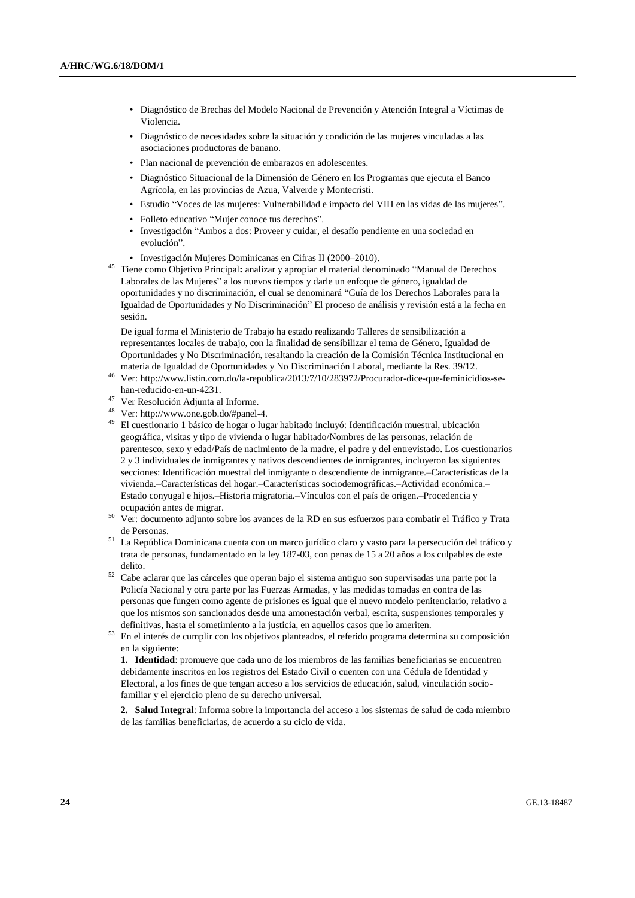- Diagnóstico de Brechas del Modelo Nacional de Prevención y Atención Integral a Víctimas de Violencia.
- Diagnóstico de necesidades sobre la situación y condición de las mujeres vinculadas a las asociaciones productoras de banano.
- Plan nacional de prevención de embarazos en adolescentes.
- Diagnóstico Situacional de la Dimensión de Género en los Programas que ejecuta el Banco Agrícola, en las provincias de Azua, Valverde y Montecristi.
- Estudio "Voces de las mujeres: Vulnerabilidad e impacto del VIH en las vidas de las mujeres".
- Folleto educativo "Mujer conoce tus derechos".
- Investigación "Ambos a dos: Proveer y cuidar, el desafío pendiente en una sociedad en evolución".
- Investigación Mujeres Dominicanas en Cifras II (2000–2010).

[45] Tiene como Objetivo Principal**:** analizar y apropiar el material denominado "Manual de Derechos Laborales de las Mujeres" a los nuevos tiempos y darle un enfoque de género, igualdad de oportunidades y no discriminación, el cual se denominará "Guía de los Derechos Laborales para la Igualdad de Oportunidades y No Discriminación" El proceso de análisis y revisión está a la fecha en sesión.

De igual forma el Ministerio de Trabajo ha estado realizando Talleres de sensibilización a representantes locales de trabajo, con la finalidad de sensibilizar el tema de Género, Igualdad de Oportunidades y No Discriminación, resaltando la creación de la Comisión Técnica Institucional en materia de Igualdad de Oportunidades y No Discriminación Laboral, mediante la Res. 39/12.

[46] Ver: http://www.listin.com.do/la-republica/2013/7/10/283972/Procurador-dice-que-feminicidios-se-han-reducido-en-un-4231.

[47] Ver Resolución Adjunta al Informe.

[48] Ver: http://www.one.gob.do/#panel-4.

[49] El cuestionario 1 básico de hogar o lugar habitado incluyó: Identificación muestral, ubicación geográfica, visitas y tipo de vivienda o lugar habitado/Nombres de las personas, relación de parentesco, sexo y edad/País de nacimiento de la madre, el padre y del entrevistado. Los cuestionarios 2 y 3 individuales de inmigrantes y nativos descendientes de inmigrantes, incluyeron las siguientes secciones: Identificación muestral del inmigrante o descendiente de inmigrante.–Características de la vivienda.–Características del hogar.–Características sociodemográficas.–Actividad económica.–Estado conyugal e hijos.–Historia migratoria.–Vínculos con el país de origen.–Procedencia y ocupación antes de migrar.

[50] Ver: documento adjunto sobre los avances de la RD en sus esfuerzos para combatir el Tráfico y Trata de Personas.

[51] La República Dominicana cuenta con un marco jurídico claro y vasto para la persecución del tráfico y trata de personas, fundamentado en la ley 187-03, con penas de 15 a 20 años a los culpables de este delito.

[52] Cabe aclarar que las cárceles que operan bajo el sistema antiguo son supervisadas una parte por la Policía Nacional y otra parte por las Fuerzas Armadas, y las medidas tomadas en contra de las personas que fungen como agente de prisiones es igual que el nuevo modelo penitenciario, relativo a que los mismos son sancionados desde una amonestación verbal, escrita, suspensiones temporales y definitivas, hasta el sometimiento a la justicia, en aquellos casos que lo ameriten.

[53] En el interés de cumplir con los objetivos planteados, el referido programa determina su composición en la siguiente:

**1. Identidad**: promueve que cada uno de los miembros de las familias beneficiarias se encuentren debidamente inscritos en los registros del Estado Civil o cuenten con una Cédula de Identidad y Electoral, a los fines de que tengan acceso a los servicios de educación, salud, vinculación socio-familiar y el ejercicio pleno de su derecho universal.

**2. Salud Integral**: Informa sobre la importancia del acceso a los sistemas de salud de cada miembro de las familias beneficiarias, de acuerdo a su ciclo de vida.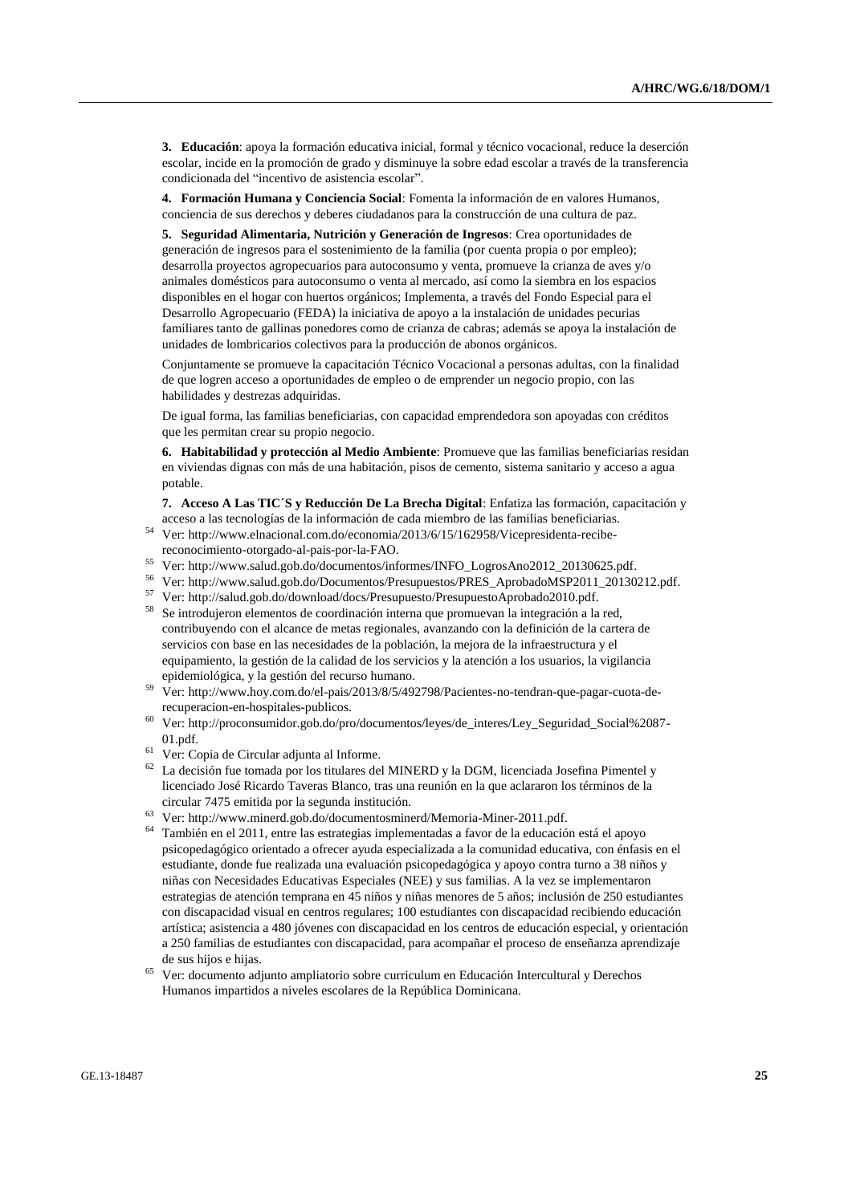**3. Educación**: apoya la formación educativa inicial, formal y técnico vocacional, reduce la deserción escolar, incide en la promoción de grado y disminuye la sobre edad escolar a través de la transferencia condicionada del "incentivo de asistencia escolar".

**4. Formación Humana y Conciencia Social**: Fomenta la información de en valores Humanos, conciencia de sus derechos y deberes ciudadanos para la construcción de una cultura de paz.

**5. Seguridad Alimentaria, Nutrición y Generación de Ingresos**: Crea oportunidades de generación de ingresos para el sostenimiento de la familia (por cuenta propia o por empleo); desarrolla proyectos agropecuarios para autoconsumo y venta, promueve la crianza de aves y/o animales domésticos para autoconsumo o venta al mercado, así como la siembra en los espacios disponibles en el hogar con huertos orgánicos; Implementa, a través del Fondo Especial para el Desarrollo Agropecuario (FEDA) la iniciativa de apoyo a la instalación de unidades pecurias familiares tanto de gallinas ponedores como de crianza de cabras; además se apoya la instalación de unidades de lombricarios colectivos para la producción de abonos orgánicos.

Conjuntamente se promueve la capacitación Técnico Vocacional a personas adultas, con la finalidad de que logren acceso a oportunidades de empleo o de emprender un negocio propio, con las habilidades y destrezas adquiridas.

De igual forma, las familias beneficiarias, con capacidad emprendedora son apoyadas con créditos que les permitan crear su propio negocio.

**6. Habitabilidad y protección al Medio Ambiente**: Promueve que las familias beneficiarias residan en viviendas dignas con más de una habitación, pisos de cemento, sistema sanitario y acceso a agua potable.

**7. Acceso A Las TIC´S y Reducción De La Brecha Digital**: Enfatiza las formación, capacitación y acceso a las tecnologías de la información de cada miembro de las familias beneficiarias.

[54] Ver: http://www.elnacional.com.do/economia/2013/6/15/162958/Vicepresidenta-recibe-reconocimiento-otorgado-al-pais-por-la-FAO.

[55] Ver: http://www.salud.gob.do/documentos/informes/INFO_LogrosAno2012_20130625.pdf.

[56] Ver: http://www.salud.gob.do/Documentos/Presupuestos/PRES_AprobadoMSP2011_20130212.pdf.

[57] Ver: http://salud.gob.do/download/docs/Presupuesto/PresupuestoAprobado2010.pdf.

[58] Se introdujeron elementos de coordinación interna que promuevan la integración a la red, contribuyendo con el alcance de metas regionales, avanzando con la definición de la cartera de servicios con base en las necesidades de la población, la mejora de la infraestructura y el equipamiento, la gestión de la calidad de los servicios y la atención a los usuarios, la vigilancia epidemiológica, y la gestión del recurso humano.

[59] Ver: http://www.hoy.com.do/el-pais/2013/8/5/492798/Pacientes-no-tendran-que-pagar-cuota-de-recuperacion-en-hospitales-publicos.

[60] Ver: http://proconsumidor.gob.do/pro/documentos/leyes/de_interes/Ley_Seguridad_Social%2087-01.pdf.

[61] Ver: Copia de Circular adjunta al Informe.

[62] La decisión fue tomada por los titulares del MINERD y la DGM, licenciada Josefina Pimentel y licenciado José Ricardo Taveras Blanco, tras una reunión en la que aclararon los términos de la circular 7475 emitida por la segunda institución.

[63] Ver: http://www.minerd.gob.do/documentosminerd/Memoria-Miner-2011.pdf.

[64] También en el 2011, entre las estrategias implementadas a favor de la educación está el apoyo psicopedagógico orientado a ofrecer ayuda especializada a la comunidad educativa, con énfasis en el estudiante, donde fue realizada una evaluación psicopedagógica y apoyo contra turno a 38 niños y niñas con Necesidades Educativas Especiales (NEE) y sus familias. A la vez se implementaron estrategias de atención temprana en 45 niños y niñas menores de 5 años; inclusión de 250 estudiantes con discapacidad visual en centros regulares; 100 estudiantes con discapacidad recibiendo educación artística; asistencia a 480 jóvenes con discapacidad en los centros de educación especial, y orientación a 250 familias de estudiantes con discapacidad, para acompañar el proceso de enseñanza aprendizaje de sus hijos e hijas.

[65] Ver: documento adjunto ampliatorio sobre curriculum en Educación Intercultural y Derechos Humanos impartidos a niveles escolares de la República Dominicana.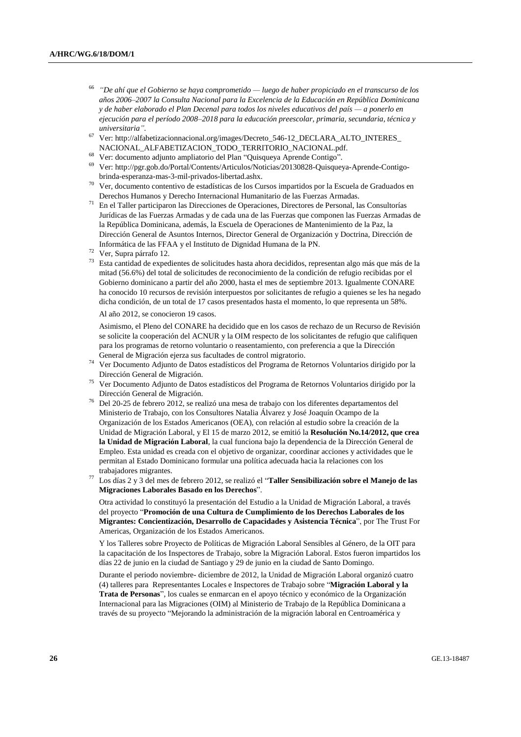[66] *"De ahí que el Gobierno se haya comprometido — luego de haber propiciado en el transcurso de los años 2006–2007 la Consulta Nacional para la Excelencia de la Educación en República Dominicana y de haber elaborado el Plan Decenal para todos los niveles educativos del país — a ponerlo en ejecución para el período 2008–2018 para la educación preescolar, primaria, secundaria, técnica y universitaria".*

[67] Ver: http://alfabetizacionnacional.org/images/Decreto_546-12_DECLARA_ALTO_INTERES_NACIONAL_ALFABETIZACION_TODO_TERRITORIO_NACIONAL.pdf.

[68] Ver: documento adjunto ampliatorio del Plan "Quisqueya Aprende Contigo".

[69] Ver: http://pgr.gob.do/Portal/Contents/Articulos/Noticias/20130828-Quisqueya-Aprende-Contigo-brinda-esperanza-mas-3-mil-privados-libertad.ashx.

[70] Ver, documento contentivo de estadísticas de los Cursos impartidos por la Escuela de Graduados en Derechos Humanos y Derecho Internacional Humanitario de las Fuerzas Armadas.

[71] En el Taller participaron las Direcciones de Operaciones, Directores de Personal, las Consultorías Jurídicas de las Fuerzas Armadas y de cada una de las Fuerzas que componen las Fuerzas Armadas de la República Dominicana, además, la Escuela de Operaciones de Mantenimiento de la Paz, la Dirección General de Asuntos Internos, Director General de Organización y Doctrina, Dirección de Informática de las FFAA y el Instituto de Dignidad Humana de la PN.

[72] Ver, Supra párrafo 12.

[73] Esta cantidad de expedientes de solicitudes hasta ahora decididos, representan algo más que más de la mitad (56.6%) del total de solicitudes de reconocimiento de la condición de refugio recibidas por el Gobierno dominicano a partir del año 2000, hasta el mes de septiembre 2013. Igualmente CONARE ha conocido 10 recursos de revisión interpuestos por solicitantes de refugio a quienes se les ha negado dicha condición, de un total de 17 casos presentados hasta el momento, lo que representa un 58%.

Al año 2012, se conocieron 19 casos.

Asimismo, el Pleno del CONARE ha decidido que en los casos de rechazo de un Recurso de Revisión se solicite la cooperación del ACNUR y la OIM respecto de los solicitantes de refugio que califiquen para los programas de retorno voluntario o reasentamiento, con preferencia a que la Dirección General de Migración ejerza sus facultades de control migratorio.

[74] Ver Documento Adjunto de Datos estadísticos del Programa de Retornos Voluntarios dirigido por la Dirección General de Migración.

[75] Ver Documento Adjunto de Datos estadísticos del Programa de Retornos Voluntarios dirigido por la Dirección General de Migración.

[76] Del 20-25 de febrero 2012, se realizó una mesa de trabajo con los diferentes departamentos del Ministerio de Trabajo, con los Consultores Natalia Álvarez y José Joaquín Ocampo de la Organización de los Estados Americanos (OEA), con relación al estudio sobre la creación de la Unidad de Migración Laboral, y El 15 de marzo 2012, se emitió la **Resolución No.14/2012, que crea la Unidad de Migración Laboral**, la cual funciona bajo la dependencia de la Dirección General de Empleo. Esta unidad es creada con el objetivo de organizar, coordinar acciones y actividades que le permitan al Estado Dominicano formular una política adecuada hacia la relaciones con los trabajadores migrantes.

[77] Los días 2 y 3 del mes de febrero 2012, se realizó el "**Taller Sensibilización sobre el Manejo de las Migraciones Laborales Basado en los Derechos**".

Otra actividad lo constituyó la presentación del Estudio a la Unidad de Migración Laboral, a través del proyecto "**Promoción de una Cultura de Cumplimiento de los Derechos Laborales de los Migrantes: Concientización, Desarrollo de Capacidades y Asistencia Técnica**", por The Trust For Americas, Organización de los Estados Americanos.

Y los Talleres sobre Proyecto de Políticas de Migración Laboral Sensibles al Género, de la OIT para la capacitación de los Inspectores de Trabajo, sobre la Migración Laboral. Estos fueron impartidos los días 22 de junio en la ciudad de Santiago y 29 de junio en la ciudad de Santo Domingo.

Durante el periodo noviembre- diciembre de 2012, la Unidad de Migración Laboral organizó cuatro (4) talleres para Representantes Locales e Inspectores de Trabajo sobre "**Migración Laboral y la Trata de Personas**", los cuales se enmarcan en el apoyo técnico y económico de la Organización Internacional para las Migraciones (OIM) al Ministerio de Trabajo de la República Dominicana a través de su proyecto "Mejorando la administración de la migración laboral en Centroamérica y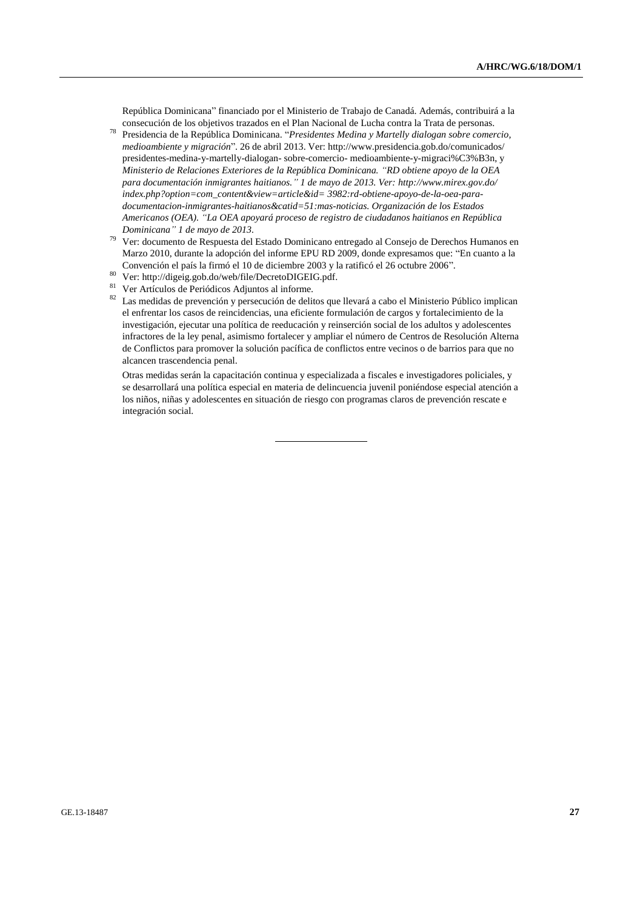República Dominicana" financiado por el Ministerio de Trabajo de Canadá. Además, contribuirá a la consecución de los objetivos trazados en el Plan Nacional de Lucha contra la Trata de personas.

[78] Presidencia de la República Dominicana. "*Presidentes Medina y Martelly dialogan sobre comercio, medioambiente y migración*". 26 de abril 2013. Ver: http://www.presidencia.gob.do/comunicados/presidentes-medina-y-martelly-dialogan- sobre-comercio- medioambiente-y-migraci%C3%B3n, y *Ministerio de Relaciones Exteriores de la República Dominicana. "RD obtiene apoyo de la OEA para documentación inmigrantes haitianos." 1 de mayo de 2013. Ver: http://www.mirex.gov.do/index.php?option=com_content&view=article&id= 3982:rd-obtiene-apoyo-de-la-oea-para-documentacion-inmigrantes-haitianos&catid=51:mas-noticias. Organización de los Estados Americanos (OEA). "La OEA apoyará proceso de registro de ciudadanos haitianos en República Dominicana" 1 de mayo de 2013.*

[79] Ver: documento de Respuesta del Estado Dominicano entregado al Consejo de Derechos Humanos en Marzo 2010, durante la adopción del informe EPU RD 2009, donde expresamos que: "En cuanto a la Convención el país la firmó el 10 de diciembre 2003 y la ratificó el 26 octubre 2006".

[80] Ver: http://digeig.gob.do/web/file/DecretoDIGEIG.pdf.

[81] Ver Artículos de Periódicos Adjuntos al informe.

[82] Las medidas de prevención y persecución de delitos que llevará a cabo el Ministerio Público implican el enfrentar los casos de reincidencias, una eficiente formulación de cargos y fortalecimiento de la investigación, ejecutar una política de reeducación y reinserción social de los adultos y adolescentes infractores de la ley penal, asimismo fortalecer y ampliar el número de Centros de Resolución Alterna de Conflictos para promover la solución pacífica de conflictos entre vecinos o de barrios para que no alcancen trascendencia penal.

Otras medidas serán la capacitación continua y especializada a fiscales e investigadores policiales, y se desarrollará una política especial en materia de delincuencia juvenil poniéndose especial atención a los niños, niñas y adolescentes en situación de riesgo con programas claros de prevención rescate e integración social.